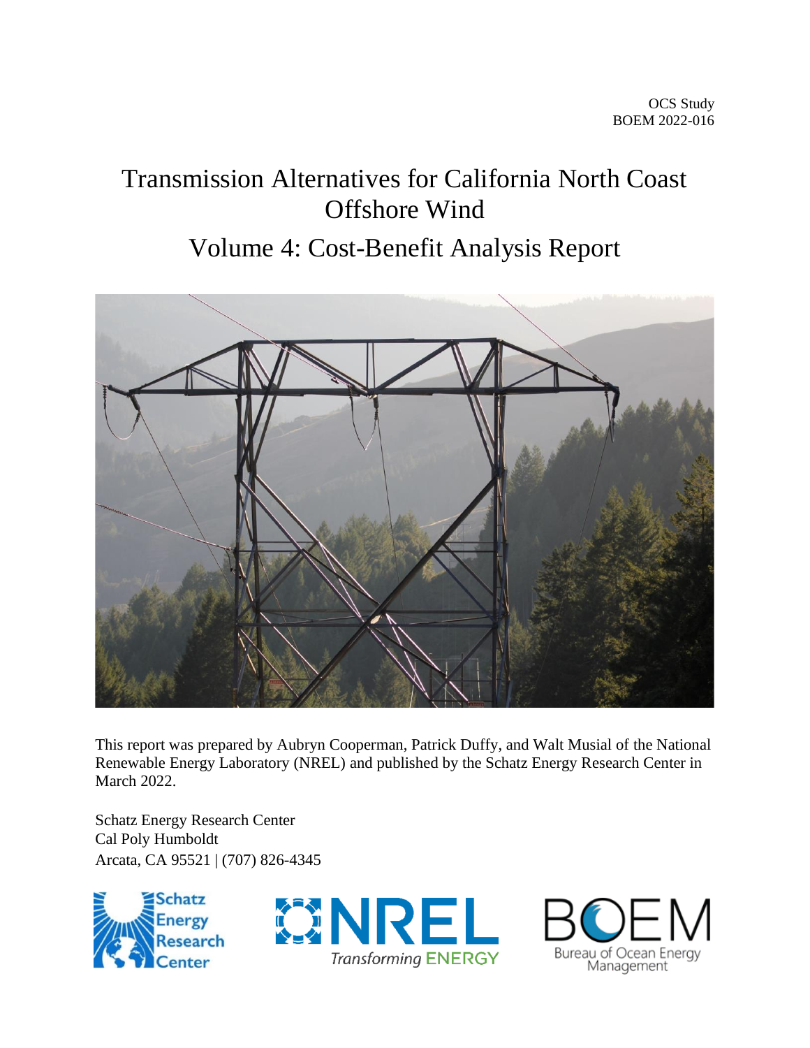OCS Study
BOEM 2022-016

# Transmission Alternatives for California North Coast Offshore Wind

## Volume 4: Cost-Benefit Analysis Report

This report was prepared by Aubryn Cooperman, Patrick Duffy, and Walt Musial of the National Renewable Energy Laboratory (NREL) and published by the Schatz Energy Research Center in March 2022.

Schatz Energy Research Center
Cal Poly Humboldt
Arcata, CA 95521 | (707) 826-4345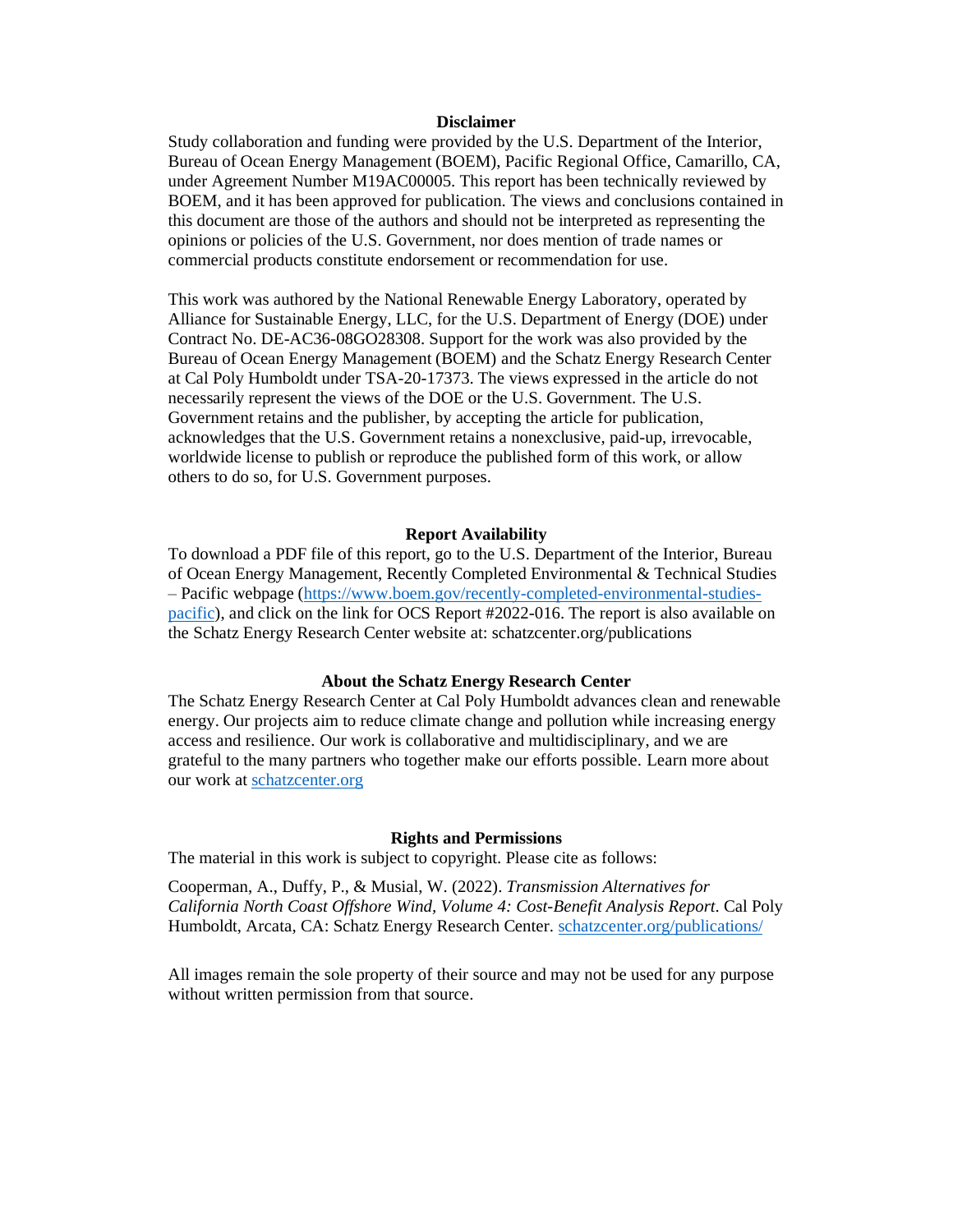## Disclaimer

Study collaboration and funding were provided by the U.S. Department of the Interior, Bureau of Ocean Energy Management (BOEM), Pacific Regional Office, Camarillo, CA, under Agreement Number M19AC00005. This report has been technically reviewed by BOEM, and it has been approved for publication. The views and conclusions contained in this document are those of the authors and should not be interpreted as representing the opinions or policies of the U.S. Government, nor does mention of trade names or commercial products constitute endorsement or recommendation for use.

This work was authored by the National Renewable Energy Laboratory, operated by Alliance for Sustainable Energy, LLC, for the U.S. Department of Energy (DOE) under Contract No. DE-AC36-08GO28308. Support for the work was also provided by the Bureau of Ocean Energy Management (BOEM) and the Schatz Energy Research Center at Cal Poly Humboldt under TSA-20-17373. The views expressed in the article do not necessarily represent the views of the DOE or the U.S. Government. The U.S. Government retains and the publisher, by accepting the article for publication, acknowledges that the U.S. Government retains a nonexclusive, paid-up, irrevocable, worldwide license to publish or reproduce the published form of this work, or allow others to do so, for U.S. Government purposes.

## Report Availability

To download a PDF file of this report, go to the U.S. Department of the Interior, Bureau of Ocean Energy Management, Recently Completed Environmental & Technical Studies – Pacific webpage (https://www.boem.gov/recently-completed-environmental-studies-pacific), and click on the link for OCS Report #2022-016. The report is also available on the Schatz Energy Research Center website at: schatzcenter.org/publications

## About the Schatz Energy Research Center

The Schatz Energy Research Center at Cal Poly Humboldt advances clean and renewable energy. Our projects aim to reduce climate change and pollution while increasing energy access and resilience. Our work is collaborative and multidisciplinary, and we are grateful to the many partners who together make our efforts possible. Learn more about our work at schatzcenter.org

## Rights and Permissions

The material in this work is subject to copyright. Please cite as follows:

Cooperman, A., Duffy, P., & Musial, W. (2022). *Transmission Alternatives for California North Coast Offshore Wind, Volume 4: Cost-Benefit Analysis Report*. Cal Poly Humboldt, Arcata, CA: Schatz Energy Research Center. schatzcenter.org/publications/

All images remain the sole property of their source and may not be used for any purpose without written permission from that source.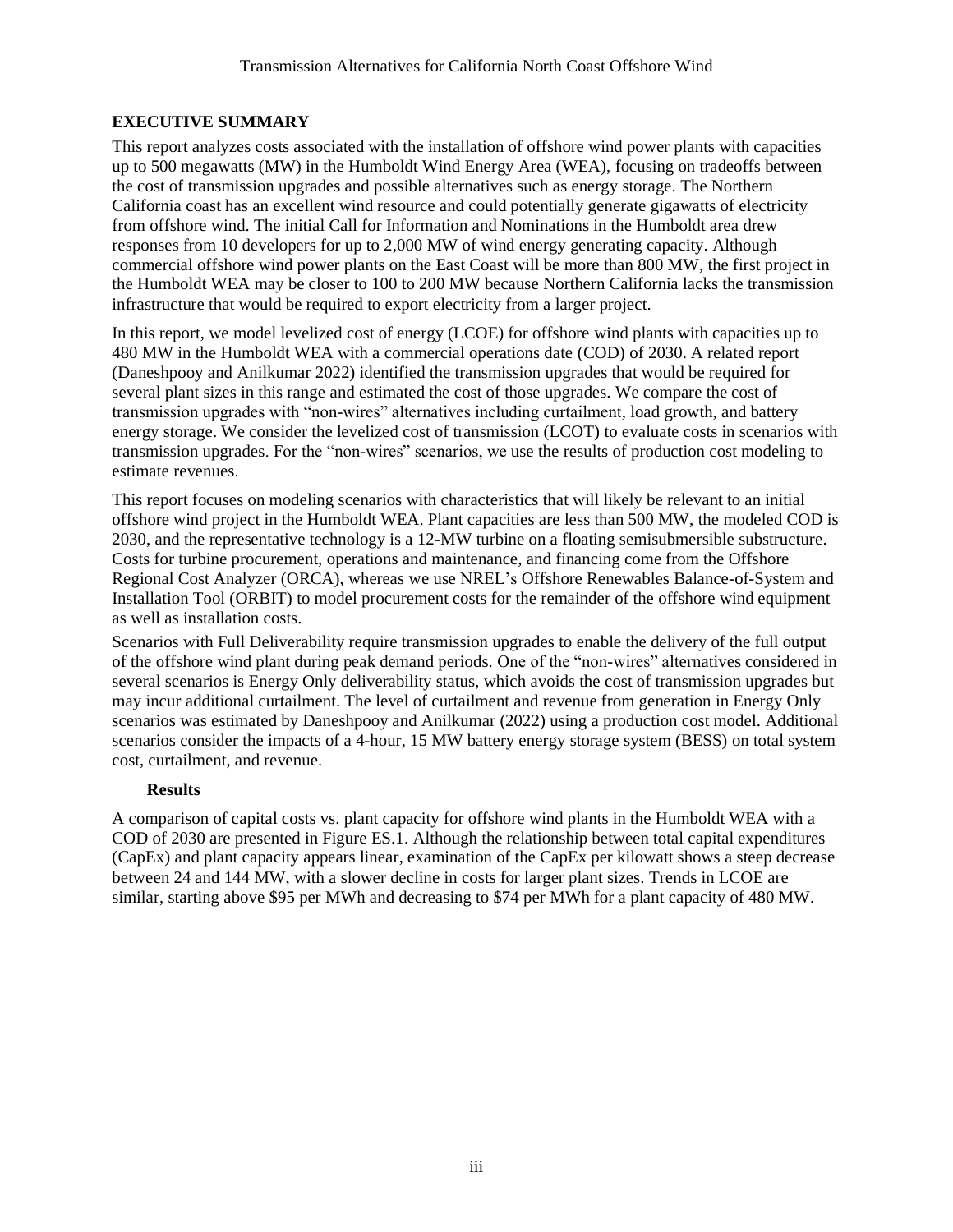## EXECUTIVE SUMMARY

This report analyzes costs associated with the installation of offshore wind power plants with capacities up to 500 megawatts (MW) in the Humboldt Wind Energy Area (WEA), focusing on tradeoffs between the cost of transmission upgrades and possible alternatives such as energy storage. The Northern California coast has an excellent wind resource and could potentially generate gigawatts of electricity from offshore wind. The initial Call for Information and Nominations in the Humboldt area drew responses from 10 developers for up to 2,000 MW of wind energy generating capacity. Although commercial offshore wind power plants on the East Coast will be more than 800 MW, the first project in the Humboldt WEA may be closer to 100 to 200 MW because Northern California lacks the transmission infrastructure that would be required to export electricity from a larger project.

In this report, we model levelized cost of energy (LCOE) for offshore wind plants with capacities up to 480 MW in the Humboldt WEA with a commercial operations date (COD) of 2030. A related report (Daneshpooy and Anilkumar 2022) identified the transmission upgrades that would be required for several plant sizes in this range and estimated the cost of those upgrades. We compare the cost of transmission upgrades with "non-wires" alternatives including curtailment, load growth, and battery energy storage. We consider the levelized cost of transmission (LCOT) to evaluate costs in scenarios with transmission upgrades. For the "non-wires" scenarios, we use the results of production cost modeling to estimate revenues.

This report focuses on modeling scenarios with characteristics that will likely be relevant to an initial offshore wind project in the Humboldt WEA. Plant capacities are less than 500 MW, the modeled COD is 2030, and the representative technology is a 12-MW turbine on a floating semisubmersible substructure. Costs for turbine procurement, operations and maintenance, and financing come from the Offshore Regional Cost Analyzer (ORCA), whereas we use NREL's Offshore Renewables Balance-of-System and Installation Tool (ORBIT) to model procurement costs for the remainder of the offshore wind equipment as well as installation costs.

Scenarios with Full Deliverability require transmission upgrades to enable the delivery of the full output of the offshore wind plant during peak demand periods. One of the "non-wires" alternatives considered in several scenarios is Energy Only deliverability status, which avoids the cost of transmission upgrades but may incur additional curtailment. The level of curtailment and revenue from generation in Energy Only scenarios was estimated by Daneshpooy and Anilkumar (2022) using a production cost model. Additional scenarios consider the impacts of a 4-hour, 15 MW battery energy storage system (BESS) on total system cost, curtailment, and revenue.

### Results

A comparison of capital costs vs. plant capacity for offshore wind plants in the Humboldt WEA with a COD of 2030 are presented in Figure ES.1. Although the relationship between total capital expenditures (CapEx) and plant capacity appears linear, examination of the CapEx per kilowatt shows a steep decrease between 24 and 144 MW, with a slower decline in costs for larger plant sizes. Trends in LCOE are similar, starting above $95 per MWh and decreasing to $74 per MWh for a plant capacity of 480 MW.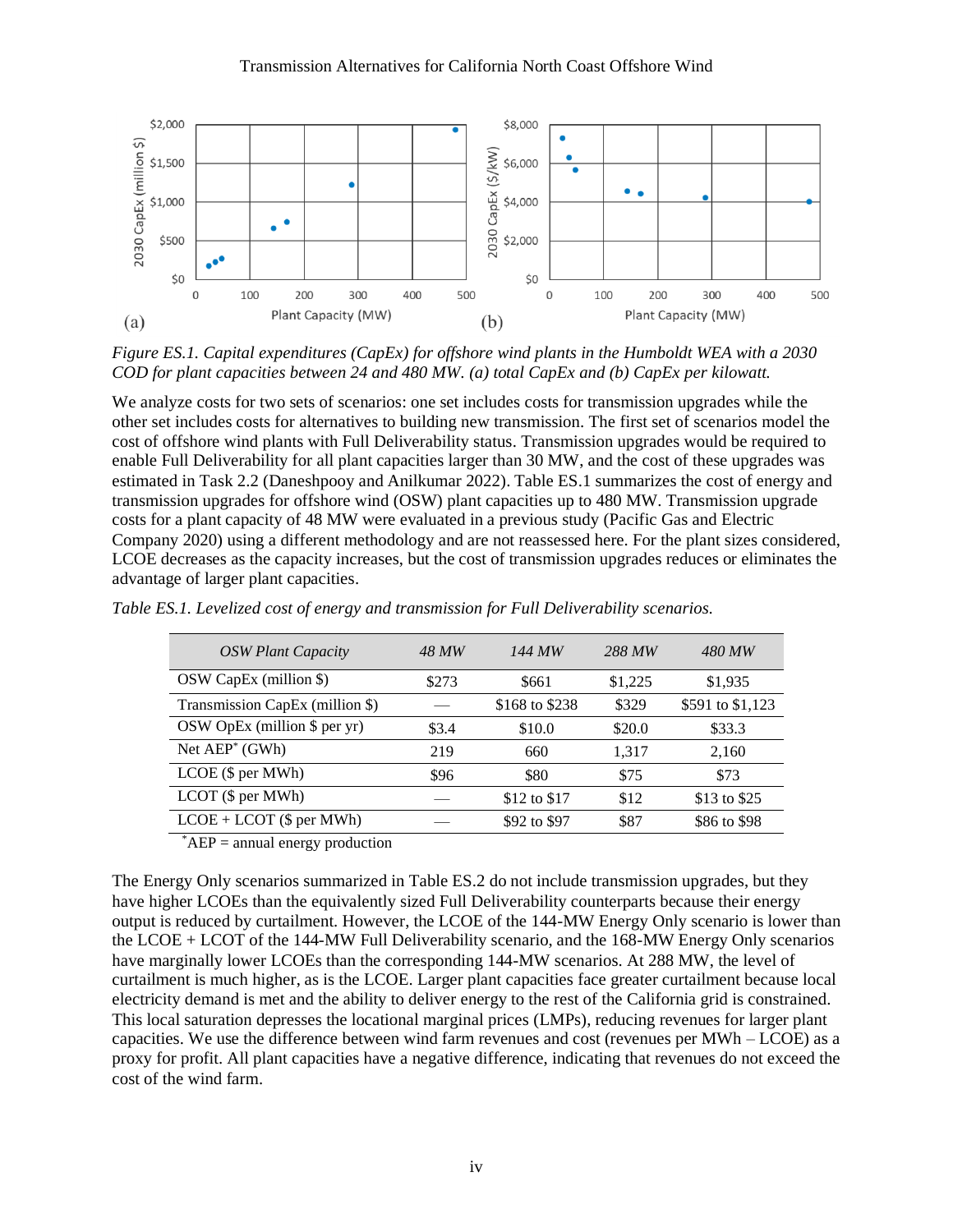*Figure ES.1. Capital expenditures (CapEx) for offshore wind plants in the Humboldt WEA with a 2030 COD for plant capacities between 24 and 480 MW. (a) total CapEx and (b) CapEx per kilowatt.*

We analyze costs for two sets of scenarios: one set includes costs for transmission upgrades while the other set includes costs for alternatives to building new transmission. The first set of scenarios model the cost of offshore wind plants with Full Deliverability status. Transmission upgrades would be required to enable Full Deliverability for all plant capacities larger than 30 MW, and the cost of these upgrades was estimated in Task 2.2 (Daneshpooy and Anilkumar 2022). Table ES.1 summarizes the cost of energy and transmission upgrades for offshore wind (OSW) plant capacities up to 480 MW. Transmission upgrade costs for a plant capacity of 48 MW were evaluated in a previous study (Pacific Gas and Electric Company 2020) using a different methodology and are not reassessed here. For the plant sizes considered, LCOE decreases as the capacity increases, but the cost of transmission upgrades reduces or eliminates the advantage of larger plant capacities.

*Table ES.1. Levelized cost of energy and transmission for Full Deliverability scenarios.*

| *OSW Plant Capacity* | *48 MW* | *144 MW* | *288 MW* | *480 MW* |
|---|---|---|---|---|
| OSW CapEx (million $) | $273 | $661 | $1,225 | $1,935 |
| Transmission CapEx (million $) | — | $168 to $238 | $329 | $591 to $1,123 |
| OSW OpEx (million $ per yr) | $3.4 | $10.0 | $20.0 | $33.3 |
| Net AEP* (GWh) | 219 | 660 | 1,317 | 2,160 |
| LCOE ($ per MWh) | $96 | $80 | $75 | $73 |
| LCOT ($ per MWh) | — | $12 to $17 | $12 | $13 to $25 |
| LCOE + LCOT ($ per MWh) | — | $92 to $97 | $87 | $86 to $98 |

*AEP = annual energy production

The Energy Only scenarios summarized in Table ES.2 do not include transmission upgrades, but they have higher LCOEs than the equivalently sized Full Deliverability counterparts because their energy output is reduced by curtailment. However, the LCOE of the 144-MW Energy Only scenario is lower than the LCOE + LCOT of the 144-MW Full Deliverability scenario, and the 168-MW Energy Only scenarios have marginally lower LCOEs than the corresponding 144-MW scenarios. At 288 MW, the level of curtailment is much higher, as is the LCOE. Larger plant capacities face greater curtailment because local electricity demand is met and the ability to deliver energy to the rest of the California grid is constrained. This local saturation depresses the locational marginal prices (LMPs), reducing revenues for larger plant capacities. We use the difference between wind farm revenues and cost (revenues per MWh – LCOE) as a proxy for profit. All plant capacities have a negative difference, indicating that revenues do not exceed the cost of the wind farm.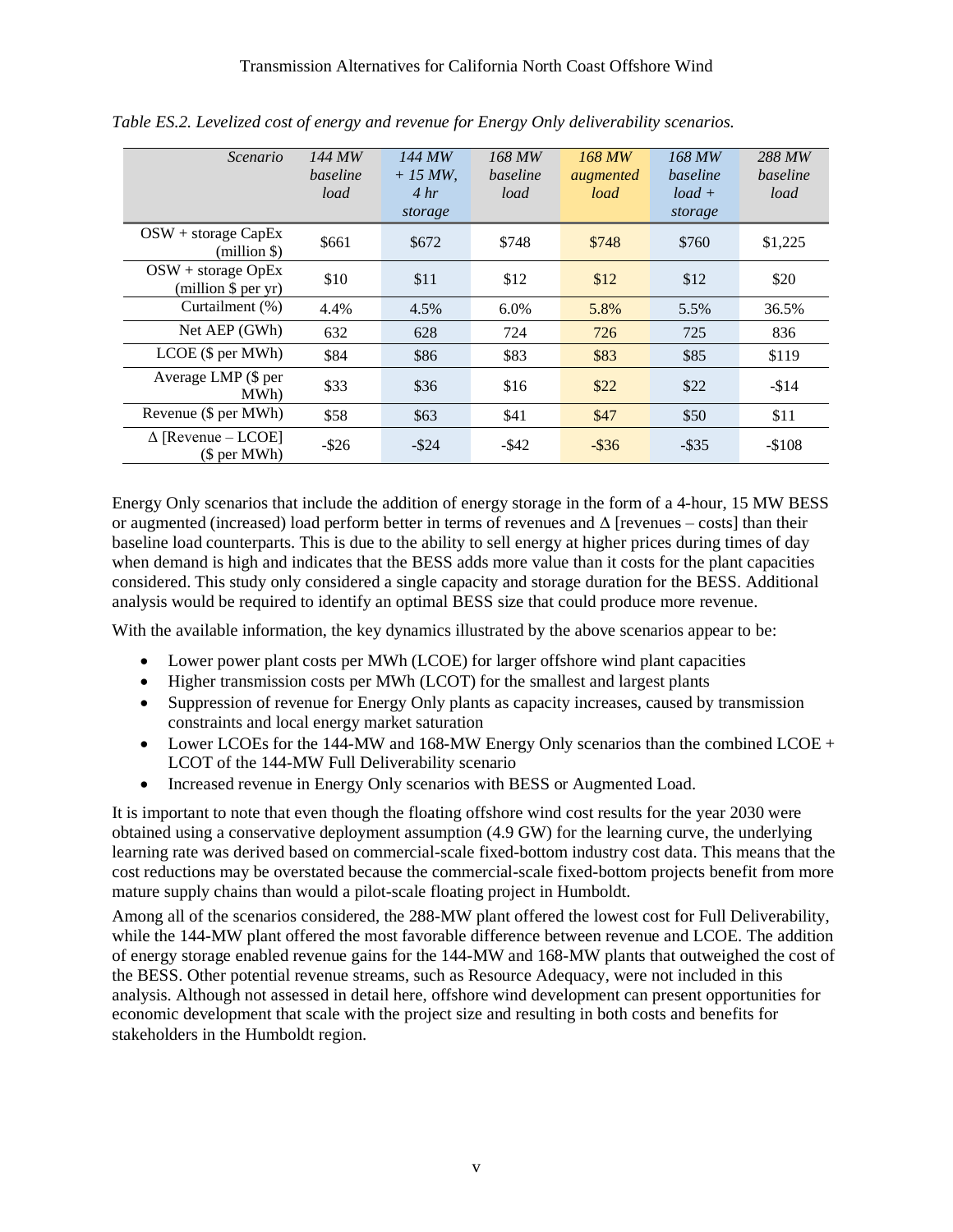*Table ES.2. Levelized cost of energy and revenue for Energy Only deliverability scenarios.*

| *Scenario* | *144 MW baseline load* | *144 MW + 15 MW, 4 hr storage* | *168 MW baseline load* | *168 MW augmented load* | *168 MW baseline load + storage* | *288 MW baseline load* |
|---|---|---|---|---|---|---|
| OSW + storage CapEx (million $) | $661 | $672 | $748 | $748 | $760 | $1,225 |
| OSW + storage OpEx (million $ per yr) | $10 | $11 | $12 | $12 | $12 | $20 |
| Curtailment (%) | 4.4% | 4.5% | 6.0% | 5.8% | 5.5% | 36.5% |
| Net AEP (GWh) | 632 | 628 | 724 | 726 | 725 | 836 |
| LCOE ($ per MWh) | $84 | $86 | $83 | $83 | $85 | $119 |
| Average LMP ($ per MWh) | $33 | $36 | $16 | $22 | $22 | -$14 |
| Revenue ($ per MWh) | $58 | $63 | $41 | $47 | $50 | $11 |
| Δ [Revenue – LCOE] ($ per MWh) | -$26 | -$24 | -$42 | -$36 | -$35 | -$108 |

Energy Only scenarios that include the addition of energy storage in the form of a 4-hour, 15 MW BESS or augmented (increased) load perform better in terms of revenues and Δ [revenues – costs] than their baseline load counterparts. This is due to the ability to sell energy at higher prices during times of day when demand is high and indicates that the BESS adds more value than it costs for the plant capacities considered. This study only considered a single capacity and storage duration for the BESS. Additional analysis would be required to identify an optimal BESS size that could produce more revenue.

With the available information, the key dynamics illustrated by the above scenarios appear to be:

- Lower power plant costs per MWh (LCOE) for larger offshore wind plant capacities
- Higher transmission costs per MWh (LCOT) for the smallest and largest plants
- Suppression of revenue for Energy Only plants as capacity increases, caused by transmission constraints and local energy market saturation
- Lower LCOEs for the 144-MW and 168-MW Energy Only scenarios than the combined LCOE + LCOT of the 144-MW Full Deliverability scenario
- Increased revenue in Energy Only scenarios with BESS or Augmented Load.

It is important to note that even though the floating offshore wind cost results for the year 2030 were obtained using a conservative deployment assumption (4.9 GW) for the learning curve, the underlying learning rate was derived based on commercial-scale fixed-bottom industry cost data. This means that the cost reductions may be overstated because the commercial-scale fixed-bottom projects benefit from more mature supply chains than would a pilot-scale floating project in Humboldt.

Among all of the scenarios considered, the 288-MW plant offered the lowest cost for Full Deliverability, while the 144-MW plant offered the most favorable difference between revenue and LCOE. The addition of energy storage enabled revenue gains for the 144-MW and 168-MW plants that outweighed the cost of the BESS. Other potential revenue streams, such as Resource Adequacy, were not included in this analysis. Although not assessed in detail here, offshore wind development can present opportunities for economic development that scale with the project size and resulting in both costs and benefits for stakeholders in the Humboldt region.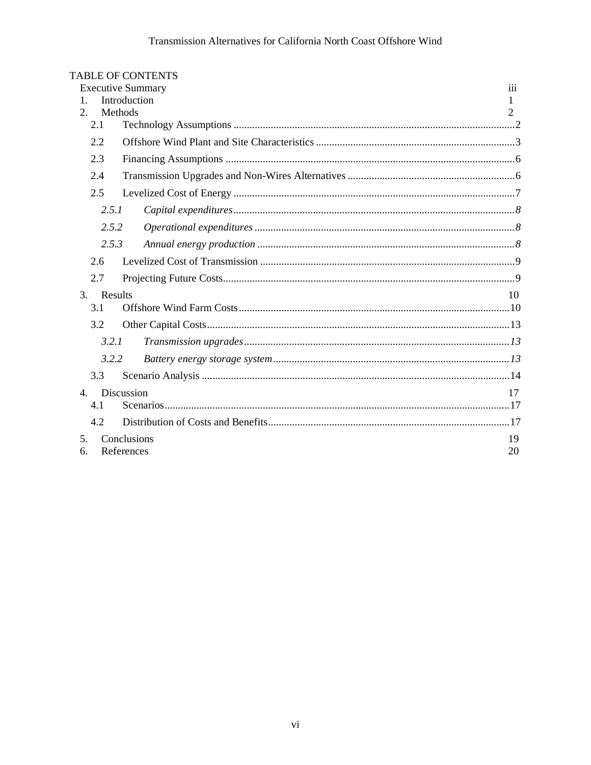TABLE OF CONTENTS

Executive Summary iii

1. Introduction 1
2. Methods 2
   - 2.1 Technology Assumptions 2
   - 2.2 Offshore Wind Plant and Site Characteristics 3
   - 2.3 Financing Assumptions 6
   - 2.4 Transmission Upgrades and Non-Wires Alternatives 6
   - 2.5 Levelized Cost of Energy 7
     - *2.5.1 Capital expenditures 8*
     - *2.5.2 Operational expenditures 8*
     - *2.5.3 Annual energy production 8*
   - 2.6 Levelized Cost of Transmission 9
   - 2.7 Projecting Future Costs 9
3. Results 10
   - 3.1 Offshore Wind Farm Costs 10
   - 3.2 Other Capital Costs 13
     - *3.2.1 Transmission upgrades 13*
     - *3.2.2 Battery energy storage system 13*
   - 3.3 Scenario Analysis 14
4. Discussion 17
   - 4.1 Scenarios 17
   - 4.2 Distribution of Costs and Benefits 17
5. Conclusions 19
6. References 20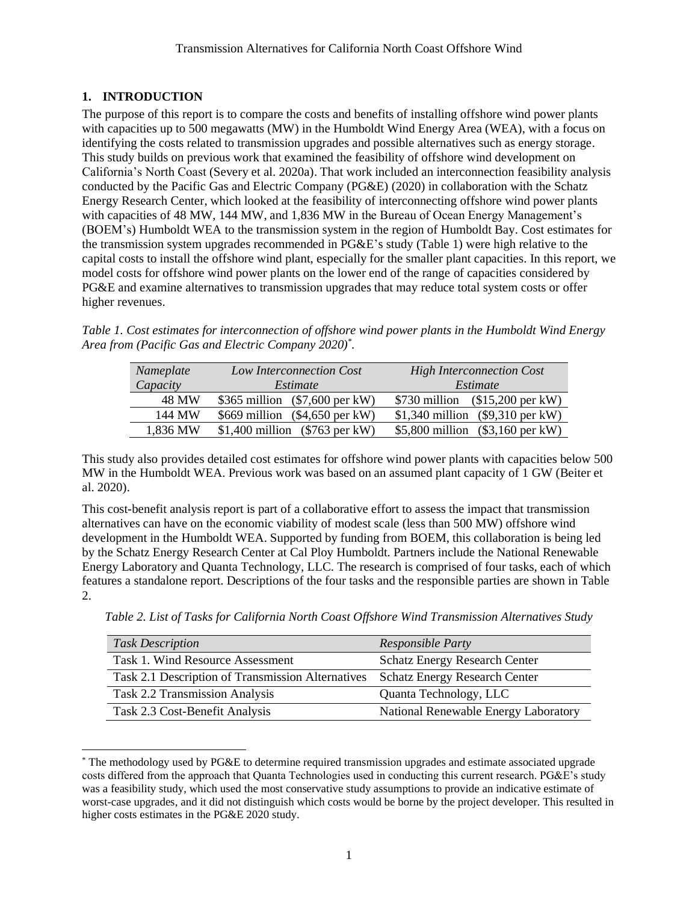## 1. INTRODUCTION

The purpose of this report is to compare the costs and benefits of installing offshore wind power plants with capacities up to 500 megawatts (MW) in the Humboldt Wind Energy Area (WEA), with a focus on identifying the costs related to transmission upgrades and possible alternatives such as energy storage. This study builds on previous work that examined the feasibility of offshore wind development on California's North Coast (Severy et al. 2020a). That work included an interconnection feasibility analysis conducted by the Pacific Gas and Electric Company (PG&E) (2020) in collaboration with the Schatz Energy Research Center, which looked at the feasibility of interconnecting offshore wind power plants with capacities of 48 MW, 144 MW, and 1,836 MW in the Bureau of Ocean Energy Management's (BOEM's) Humboldt WEA to the transmission system in the region of Humboldt Bay. Cost estimates for the transmission system upgrades recommended in PG&E's study (Table 1) were high relative to the capital costs to install the offshore wind plant, especially for the smaller plant capacities. In this report, we model costs for offshore wind power plants on the lower end of the range of capacities considered by PG&E and examine alternatives to transmission upgrades that may reduce total system costs or offer higher revenues.

*Table 1. Cost estimates for interconnection of offshore wind power plants in the Humboldt Wind Energy Area from (Pacific Gas and Electric Company 2020)*[*].

| *Nameplate Capacity* | *Low Interconnection Cost Estimate* | *High Interconnection Cost Estimate* |
|---|---|---|
| 48 MW | $365 million ($7,600 per kW) | $730 million ($15,200 per kW) |
| 144 MW | $669 million ($4,650 per kW) | $1,340 million ($9,310 per kW) |
| 1,836 MW | $1,400 million ($763 per kW) | $5,800 million ($3,160 per kW) |

This study also provides detailed cost estimates for offshore wind power plants with capacities below 500 MW in the Humboldt WEA. Previous work was based on an assumed plant capacity of 1 GW (Beiter et al. 2020).

This cost-benefit analysis report is part of a collaborative effort to assess the impact that transmission alternatives can have on the economic viability of modest scale (less than 500 MW) offshore wind development in the Humboldt WEA. Supported by funding from BOEM, this collaboration is being led by the Schatz Energy Research Center at Cal Ploy Humboldt. Partners include the National Renewable Energy Laboratory and Quanta Technology, LLC. The research is comprised of four tasks, each of which features a standalone report. Descriptions of the four tasks and the responsible parties are shown in Table 2.

*Table 2. List of Tasks for California North Coast Offshore Wind Transmission Alternatives Study*

| *Task Description* | *Responsible Party* |
|---|---|
| Task 1. Wind Resource Assessment | Schatz Energy Research Center |
| Task 2.1 Description of Transmission Alternatives | Schatz Energy Research Center |
| Task 2.2 Transmission Analysis | Quanta Technology, LLC |
| Task 2.3 Cost-Benefit Analysis | National Renewable Energy Laboratory |

[*] The methodology used by PG&E to determine required transmission upgrades and estimate associated upgrade costs differed from the approach that Quanta Technologies used in conducting this current research. PG&E's study was a feasibility study, which used the most conservative study assumptions to provide an indicative estimate of worst-case upgrades, and it did not distinguish which costs would be borne by the project developer. This resulted in higher costs estimates in the PG&E 2020 study.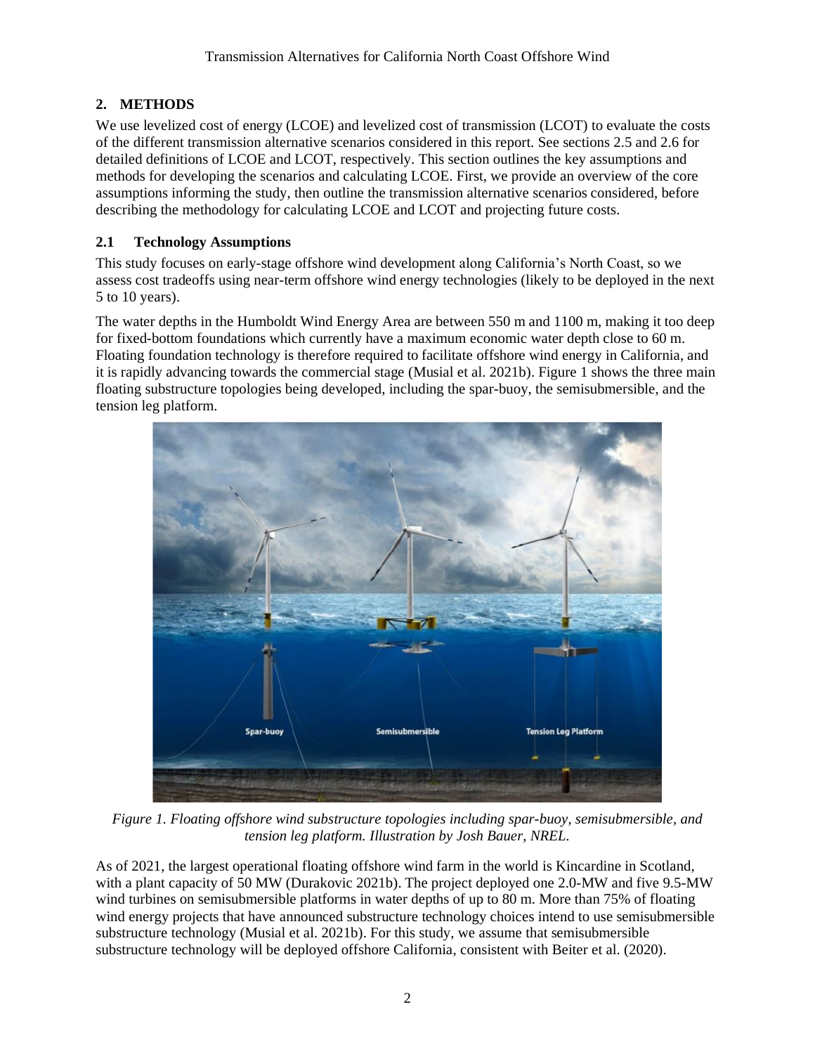## 2. METHODS

We use levelized cost of energy (LCOE) and levelized cost of transmission (LCOT) to evaluate the costs of the different transmission alternative scenarios considered in this report. See sections 2.5 and 2.6 for detailed definitions of LCOE and LCOT, respectively. This section outlines the key assumptions and methods for developing the scenarios and calculating LCOE. First, we provide an overview of the core assumptions informing the study, then outline the transmission alternative scenarios considered, before describing the methodology for calculating LCOE and LCOT and projecting future costs.

### 2.1 Technology Assumptions

This study focuses on early-stage offshore wind development along California's North Coast, so we assess cost tradeoffs using near-term offshore wind energy technologies (likely to be deployed in the next 5 to 10 years).

The water depths in the Humboldt Wind Energy Area are between 550 m and 1100 m, making it too deep for fixed-bottom foundations which currently have a maximum economic water depth close to 60 m. Floating foundation technology is therefore required to facilitate offshore wind energy in California, and it is rapidly advancing towards the commercial stage (Musial et al. 2021b). Figure 1 shows the three main floating substructure topologies being developed, including the spar-buoy, the semisubmersible, and the tension leg platform.

*Figure 1. Floating offshore wind substructure topologies including spar-buoy, semisubmersible, and tension leg platform. Illustration by Josh Bauer, NREL.*

As of 2021, the largest operational floating offshore wind farm in the world is Kincardine in Scotland, with a plant capacity of 50 MW (Durakovic 2021b). The project deployed one 2.0-MW and five 9.5-MW wind turbines on semisubmersible platforms in water depths of up to 80 m. More than 75% of floating wind energy projects that have announced substructure technology choices intend to use semisubmersible substructure technology (Musial et al. 2021b). For this study, we assume that semisubmersible substructure technology will be deployed offshore California, consistent with Beiter et al. (2020).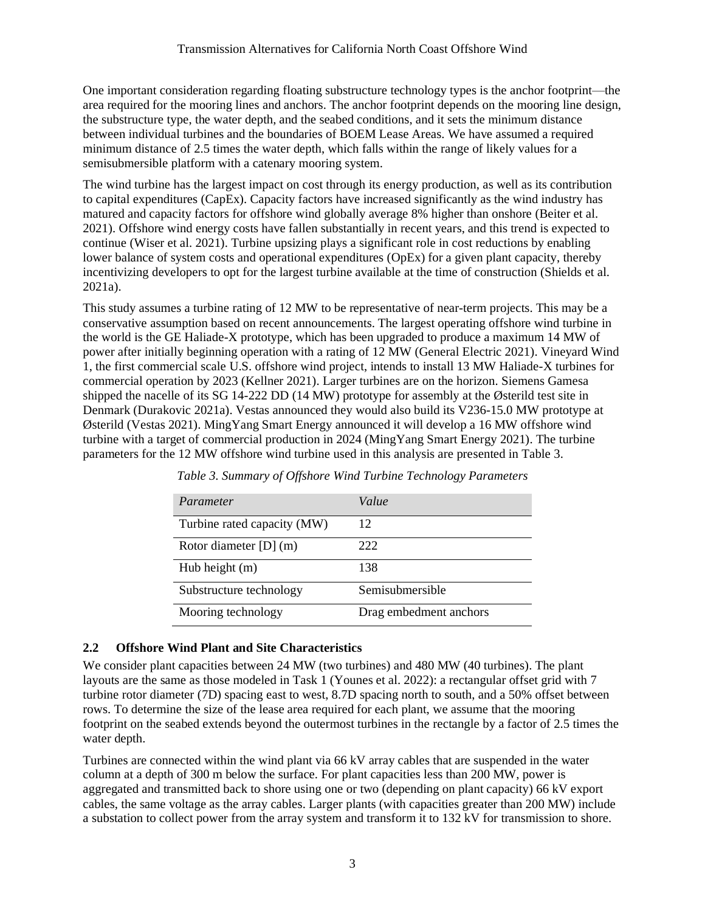One important consideration regarding floating substructure technology types is the anchor footprint—the area required for the mooring lines and anchors. The anchor footprint depends on the mooring line design, the substructure type, the water depth, and the seabed conditions, and it sets the minimum distance between individual turbines and the boundaries of BOEM Lease Areas. We have assumed a required minimum distance of 2.5 times the water depth, which falls within the range of likely values for a semisubmersible platform with a catenary mooring system.

The wind turbine has the largest impact on cost through its energy production, as well as its contribution to capital expenditures (CapEx). Capacity factors have increased significantly as the wind industry has matured and capacity factors for offshore wind globally average 8% higher than onshore (Beiter et al. 2021). Offshore wind energy costs have fallen substantially in recent years, and this trend is expected to continue (Wiser et al. 2021). Turbine upsizing plays a significant role in cost reductions by enabling lower balance of system costs and operational expenditures (OpEx) for a given plant capacity, thereby incentivizing developers to opt for the largest turbine available at the time of construction (Shields et al. 2021a).

This study assumes a turbine rating of 12 MW to be representative of near-term projects. This may be a conservative assumption based on recent announcements. The largest operating offshore wind turbine in the world is the GE Haliade-X prototype, which has been upgraded to produce a maximum 14 MW of power after initially beginning operation with a rating of 12 MW (General Electric 2021). Vineyard Wind 1, the first commercial scale U.S. offshore wind project, intends to install 13 MW Haliade-X turbines for commercial operation by 2023 (Kellner 2021). Larger turbines are on the horizon. Siemens Gamesa shipped the nacelle of its SG 14-222 DD (14 MW) prototype for assembly at the Østerild test site in Denmark (Durakovic 2021a). Vestas announced they would also build its V236-15.0 MW prototype at Østerild (Vestas 2021). MingYang Smart Energy announced it will develop a 16 MW offshore wind turbine with a target of commercial production in 2024 (MingYang Smart Energy 2021). The turbine parameters for the 12 MW offshore wind turbine used in this analysis are presented in Table 3.

*Table 3. Summary of Offshore Wind Turbine Technology Parameters*

| *Parameter* | *Value* |
|---|---|
| Turbine rated capacity (MW) | 12 |
| Rotor diameter [D] (m) | 222 |
| Hub height (m) | 138 |
| Substructure technology | Semisubmersible |
| Mooring technology | Drag embedment anchors |

## 2.2 Offshore Wind Plant and Site Characteristics

We consider plant capacities between 24 MW (two turbines) and 480 MW (40 turbines). The plant layouts are the same as those modeled in Task 1 (Younes et al. 2022): a rectangular offset grid with 7 turbine rotor diameter (7D) spacing east to west, 8.7D spacing north to south, and a 50% offset between rows. To determine the size of the lease area required for each plant, we assume that the mooring footprint on the seabed extends beyond the outermost turbines in the rectangle by a factor of 2.5 times the water depth.

Turbines are connected within the wind plant via 66 kV array cables that are suspended in the water column at a depth of 300 m below the surface. For plant capacities less than 200 MW, power is aggregated and transmitted back to shore using one or two (depending on plant capacity) 66 kV export cables, the same voltage as the array cables. Larger plants (with capacities greater than 200 MW) include a substation to collect power from the array system and transform it to 132 kV for transmission to shore.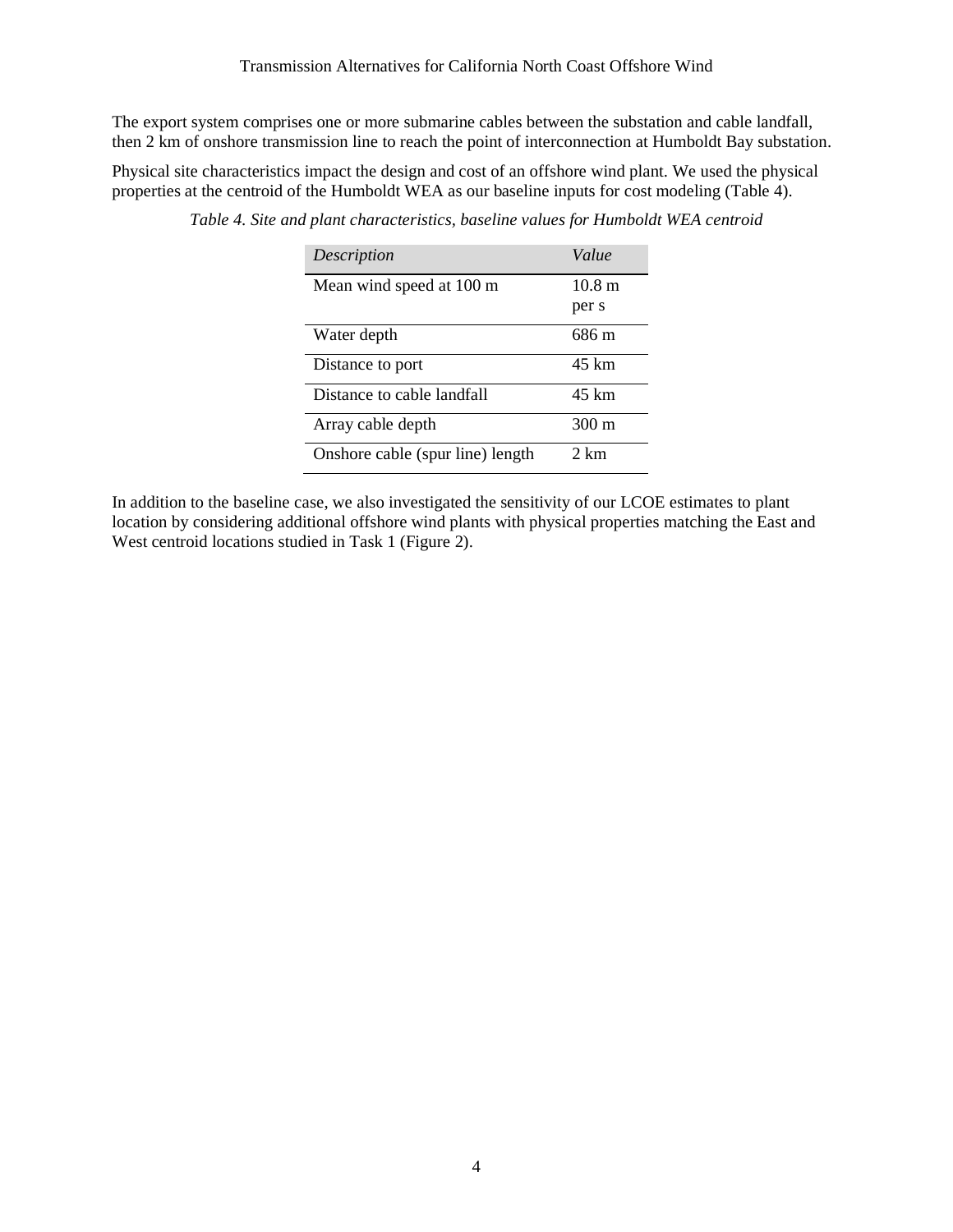The export system comprises one or more submarine cables between the substation and cable landfall, then 2 km of onshore transmission line to reach the point of interconnection at Humboldt Bay substation.

Physical site characteristics impact the design and cost of an offshore wind plant. We used the physical properties at the centroid of the Humboldt WEA as our baseline inputs for cost modeling (Table 4).

*Table 4. Site and plant characteristics, baseline values for Humboldt WEA centroid*

| *Description* | *Value* |
| --- | --- |
| Mean wind speed at 100 m | 10.8 m per s |
| Water depth | 686 m |
| Distance to port | 45 km |
| Distance to cable landfall | 45 km |
| Array cable depth | 300 m |
| Onshore cable (spur line) length | 2 km |

In addition to the baseline case, we also investigated the sensitivity of our LCOE estimates to plant location by considering additional offshore wind plants with physical properties matching the East and West centroid locations studied in Task 1 (Figure 2).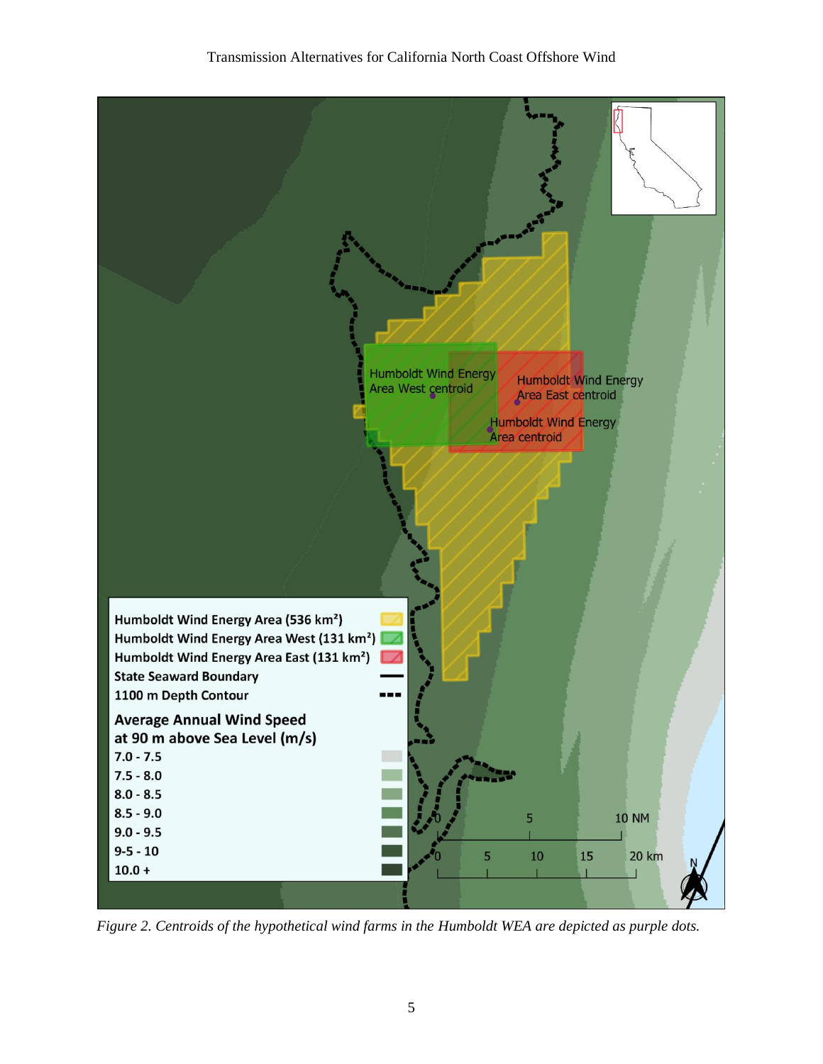Humboldt Wind Energy Area West centroid

Humboldt Wind Energy Area East centroid

Humboldt Wind Energy Area centroid

Humboldt Wind Energy Area (536 km²)
Humboldt Wind Energy Area West (131 km²)
Humboldt Wind Energy Area East (131 km²)
State Seaward Boundary
1100 m Depth Contour

**Average Annual Wind Speed at 90 m above Sea Level (m/s)**

7.0 - 7.5
7.5 - 8.0
8.0 - 8.5
8.5 - 9.0
9.0 - 9.5
9-5 - 10
10.0 +

0 5 10 NM

0 5 10 15 20 km

N

*Figure 2. Centroids of the hypothetical wind farms in the Humboldt WEA are depicted as purple dots.*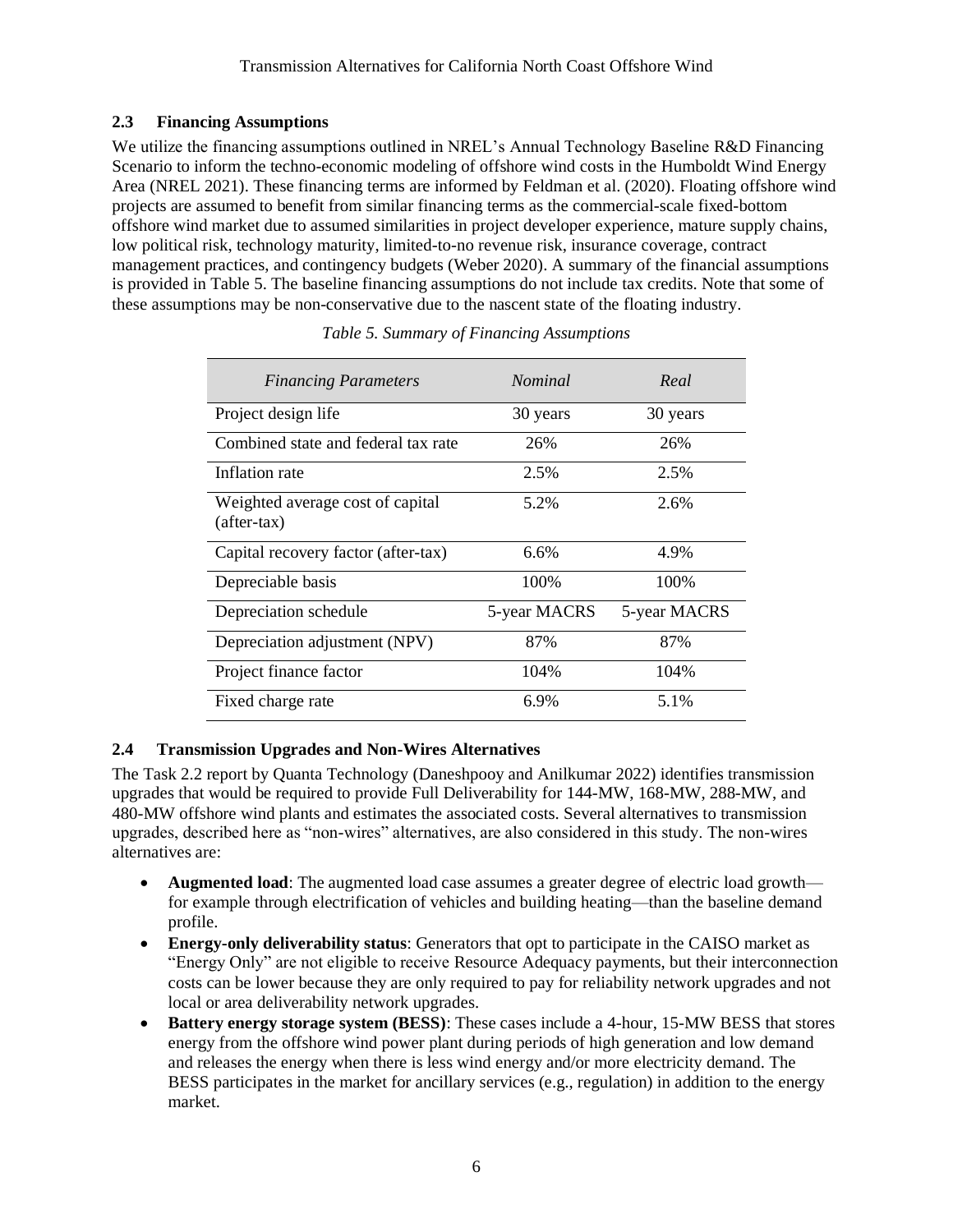### 2.3 Financing Assumptions

We utilize the financing assumptions outlined in NREL's Annual Technology Baseline R&D Financing Scenario to inform the techno-economic modeling of offshore wind costs in the Humboldt Wind Energy Area (NREL 2021). These financing terms are informed by Feldman et al. (2020). Floating offshore wind projects are assumed to benefit from similar financing terms as the commercial-scale fixed-bottom offshore wind market due to assumed similarities in project developer experience, mature supply chains, low political risk, technology maturity, limited-to-no revenue risk, insurance coverage, contract management practices, and contingency budgets (Weber 2020). A summary of the financial assumptions is provided in Table 5. The baseline financing assumptions do not include tax credits. Note that some of these assumptions may be non-conservative due to the nascent state of the floating industry.

*Table 5. Summary of Financing Assumptions*

| *Financing Parameters* | *Nominal* | *Real* |
|---|---|---|
| Project design life | 30 years | 30 years |
| Combined state and federal tax rate | 26% | 26% |
| Inflation rate | 2.5% | 2.5% |
| Weighted average cost of capital (after-tax) | 5.2% | 2.6% |
| Capital recovery factor (after-tax) | 6.6% | 4.9% |
| Depreciable basis | 100% | 100% |
| Depreciation schedule | 5-year MACRS | 5-year MACRS |
| Depreciation adjustment (NPV) | 87% | 87% |
| Project finance factor | 104% | 104% |
| Fixed charge rate | 6.9% | 5.1% |

### 2.4 Transmission Upgrades and Non-Wires Alternatives

The Task 2.2 report by Quanta Technology (Daneshpooy and Anilkumar 2022) identifies transmission upgrades that would be required to provide Full Deliverability for 144-MW, 168-MW, 288-MW, and 480-MW offshore wind plants and estimates the associated costs. Several alternatives to transmission upgrades, described here as "non-wires" alternatives, are also considered in this study. The non-wires alternatives are:

- **Augmented load**: The augmented load case assumes a greater degree of electric load growth—for example through electrification of vehicles and building heating—than the baseline demand profile.
- **Energy-only deliverability status**: Generators that opt to participate in the CAISO market as "Energy Only" are not eligible to receive Resource Adequacy payments, but their interconnection costs can be lower because they are only required to pay for reliability network upgrades and not local or area deliverability network upgrades.
- **Battery energy storage system (BESS)**: These cases include a 4-hour, 15-MW BESS that stores energy from the offshore wind power plant during periods of high generation and low demand and releases the energy when there is less wind energy and/or more electricity demand. The BESS participates in the market for ancillary services (e.g., regulation) in addition to the energy market.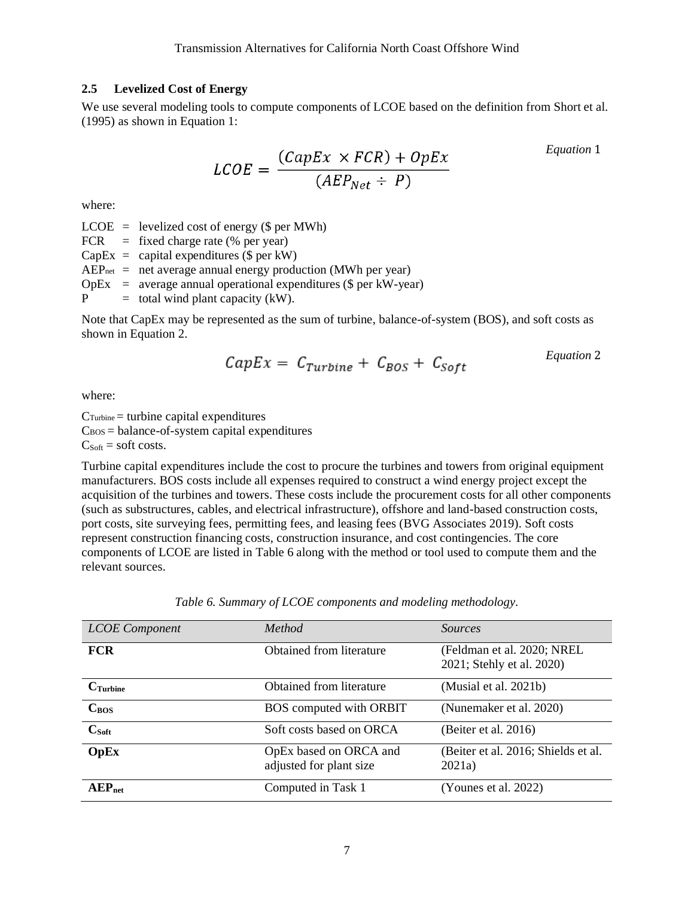## 2.5 Levelized Cost of Energy

We use several modeling tools to compute components of LCOE based on the definition from Short et al. (1995) as shown in Equation 1:

$$LCOE = \frac{(CapEx \times FCR) + OpEx}{(AEP_{Net} \div P)} \qquad \textit{Equation 1}$$

where:

LCOE = levelized cost of energy ($ per MWh)
FCR = fixed charge rate (% per year)
CapEx = capital expenditures ($ per kW)
$AEP_{net}$ = net average annual energy production (MWh per year)
OpEx = average annual operational expenditures ($ per kW-year)
P = total wind plant capacity (kW).

Note that CapEx may be represented as the sum of turbine, balance-of-system (BOS), and soft costs as shown in Equation 2.

$$CapEx = C_{Turbine} + C_{BOS} + C_{Soft} \qquad \textit{Equation 2}$$

where:

$C_{Turbine}$ = turbine capital expenditures
$C_{BOS}$ = balance-of-system capital expenditures
$C_{Soft}$ = soft costs.

Turbine capital expenditures include the cost to procure the turbines and towers from original equipment manufacturers. BOS costs include all expenses required to construct a wind energy project except the acquisition of the turbines and towers. These costs include the procurement costs for all other components (such as substructures, cables, and electrical infrastructure), offshore and land-based construction costs, port costs, site surveying fees, permitting fees, and leasing fees (BVG Associates 2019). Soft costs represent construction financing costs, construction insurance, and cost contingencies. The core components of LCOE are listed in Table 6 along with the method or tool used to compute them and the relevant sources.

*Table 6. Summary of LCOE components and modeling methodology.*

| *LCOE Component* | *Method* | *Sources* |
|---|---|---|
| **FCR** | Obtained from literature | (Feldman et al. 2020; NREL 2021; Stehly et al. 2020) |
| **$C_{Turbine}$** | Obtained from literature | (Musial et al. 2021b) |
| **$C_{BOS}$** | BOS computed with ORBIT | (Nunemaker et al. 2020) |
| **$C_{Soft}$** | Soft costs based on ORCA | (Beiter et al. 2016) |
| **OpEx** | OpEx based on ORCA and adjusted for plant size | (Beiter et al. 2016; Shields et al. 2021a) |
| **$AEP_{net}$** | Computed in Task 1 | (Younes et al. 2022) |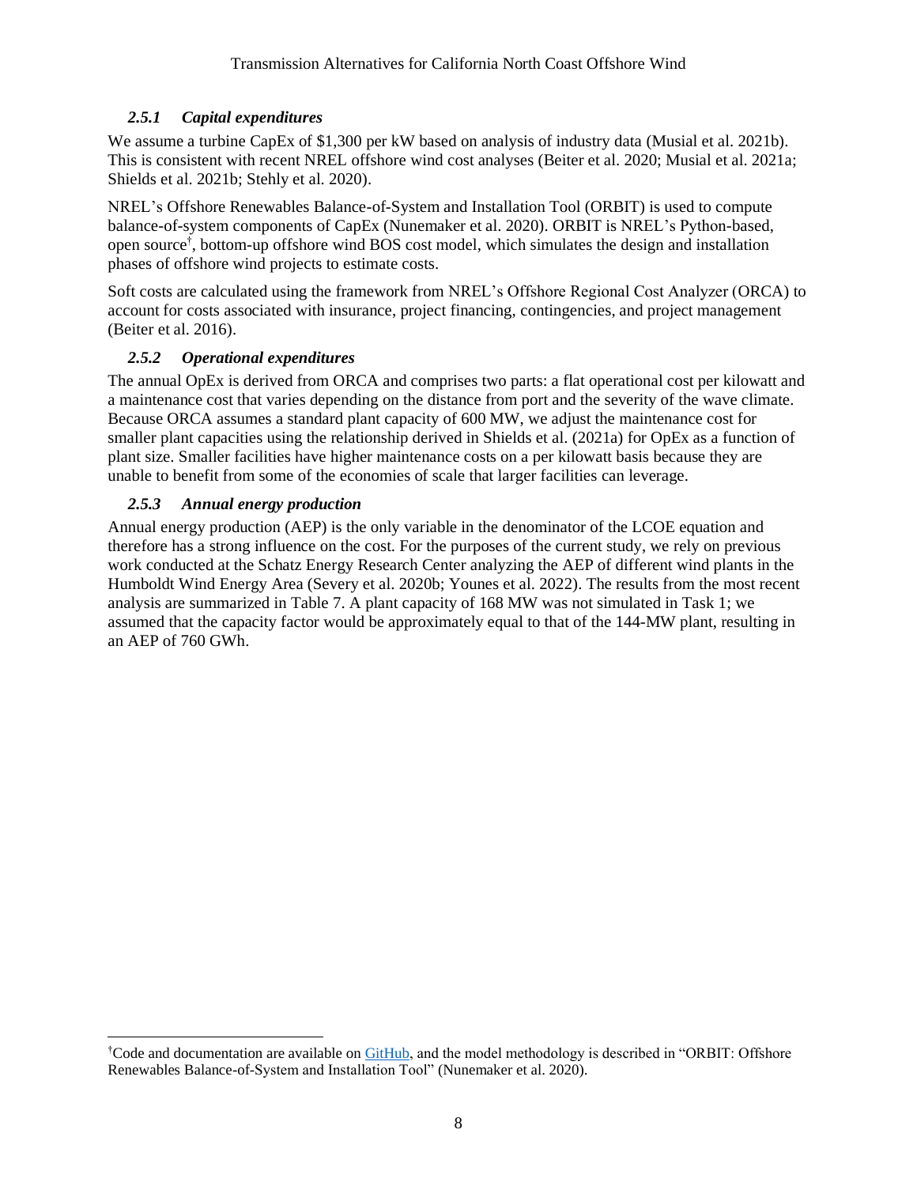### *2.5.1 Capital expenditures*

We assume a turbine CapEx of $1,300 per kW based on analysis of industry data (Musial et al. 2021b). This is consistent with recent NREL offshore wind cost analyses (Beiter et al. 2020; Musial et al. 2021a; Shields et al. 2021b; Stehly et al. 2020).

NREL's Offshore Renewables Balance-of-System and Installation Tool (ORBIT) is used to compute balance-of-system components of CapEx (Nunemaker et al. 2020). ORBIT is NREL's Python-based, open source[†], bottom-up offshore wind BOS cost model, which simulates the design and installation phases of offshore wind projects to estimate costs.

Soft costs are calculated using the framework from NREL's Offshore Regional Cost Analyzer (ORCA) to account for costs associated with insurance, project financing, contingencies, and project management (Beiter et al. 2016).

### *2.5.2 Operational expenditures*

The annual OpEx is derived from ORCA and comprises two parts: a flat operational cost per kilowatt and a maintenance cost that varies depending on the distance from port and the severity of the wave climate. Because ORCA assumes a standard plant capacity of 600 MW, we adjust the maintenance cost for smaller plant capacities using the relationship derived in Shields et al. (2021a) for OpEx as a function of plant size. Smaller facilities have higher maintenance costs on a per kilowatt basis because they are unable to benefit from some of the economies of scale that larger facilities can leverage.

### *2.5.3 Annual energy production*

Annual energy production (AEP) is the only variable in the denominator of the LCOE equation and therefore has a strong influence on the cost. For the purposes of the current study, we rely on previous work conducted at the Schatz Energy Research Center analyzing the AEP of different wind plants in the Humboldt Wind Energy Area (Severy et al. 2020b; Younes et al. 2022). The results from the most recent analysis are summarized in Table 7. A plant capacity of 168 MW was not simulated in Task 1; we assumed that the capacity factor would be approximately equal to that of the 144-MW plant, resulting in an AEP of 760 GWh.

---

[†]Code and documentation are available on GitHub, and the model methodology is described in "ORBIT: Offshore Renewables Balance-of-System and Installation Tool" (Nunemaker et al. 2020).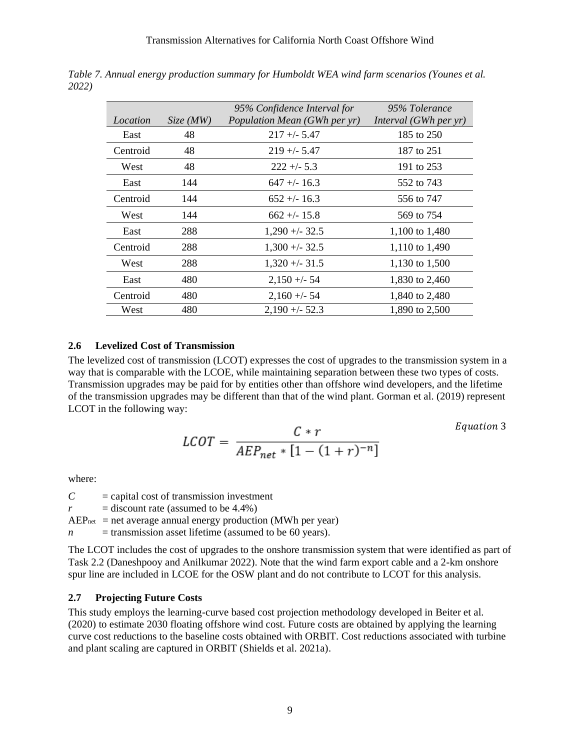*Table 7. Annual energy production summary for Humboldt WEA wind farm scenarios (Younes et al. 2022)*

| *Location* | *Size (MW)* | *95% Confidence Interval for Population Mean (GWh per yr)* | *95% Tolerance Interval (GWh per yr)* |
|---|---|---|---|
| East | 48 | 217 +/- 5.47 | 185 to 250 |
| Centroid | 48 | 219 +/- 5.47 | 187 to 251 |
| West | 48 | 222 +/- 5.3 | 191 to 253 |
| East | 144 | 647 +/- 16.3 | 552 to 743 |
| Centroid | 144 | 652 +/- 16.3 | 556 to 747 |
| West | 144 | 662 +/- 15.8 | 569 to 754 |
| East | 288 | 1,290 +/- 32.5 | 1,100 to 1,480 |
| Centroid | 288 | 1,300 +/- 32.5 | 1,110 to 1,490 |
| West | 288 | 1,320 +/- 31.5 | 1,130 to 1,500 |
| East | 480 | 2,150 +/- 54 | 1,830 to 2,460 |
| Centroid | 480 | 2,160 +/- 54 | 1,840 to 2,480 |
| West | 480 | 2,190 +/- 52.3 | 1,890 to 2,500 |

## 2.6 Levelized Cost of Transmission

The levelized cost of transmission (LCOT) expresses the cost of upgrades to the transmission system in a way that is comparable with the LCOE, while maintaining separation between these two types of costs. Transmission upgrades may be paid for by entities other than offshore wind developers, and the lifetime of the transmission upgrades may be different than that of the wind plant. Gorman et al. (2019) represent LCOT in the following way:

$$LCOT = \frac{C * r}{AEP_{net} * [1 - (1 + r)^{-n}]} \quad \text{Equation 3}$$

where:

$C$ = capital cost of transmission investment
$r$ = discount rate (assumed to be 4.4%)
$AEP_{net}$ = net average annual energy production (MWh per year)
$n$ = transmission asset lifetime (assumed to be 60 years).

The LCOT includes the cost of upgrades to the onshore transmission system that were identified as part of Task 2.2 (Daneshpooy and Anilkumar 2022). Note that the wind farm export cable and a 2-km onshore spur line are included in LCOE for the OSW plant and do not contribute to LCOT for this analysis.

## 2.7 Projecting Future Costs

This study employs the learning-curve based cost projection methodology developed in Beiter et al. (2020) to estimate 2030 floating offshore wind cost. Future costs are obtained by applying the learning curve cost reductions to the baseline costs obtained with ORBIT. Cost reductions associated with turbine and plant scaling are captured in ORBIT (Shields et al. 2021a).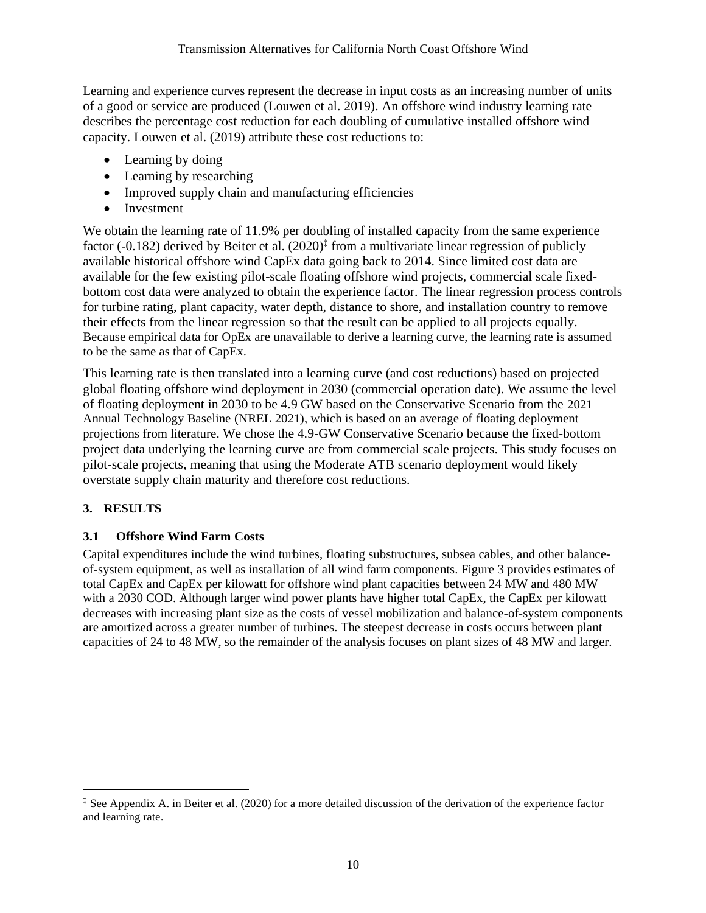Learning and experience curves represent the decrease in input costs as an increasing number of units of a good or service are produced (Louwen et al. 2019). An offshore wind industry learning rate describes the percentage cost reduction for each doubling of cumulative installed offshore wind capacity. Louwen et al. (2019) attribute these cost reductions to:

- Learning by doing
- Learning by researching
- Improved supply chain and manufacturing efficiencies
- Investment

We obtain the learning rate of 11.9% per doubling of installed capacity from the same experience factor (-0.182) derived by Beiter et al. (2020)[‡] from a multivariate linear regression of publicly available historical offshore wind CapEx data going back to 2014. Since limited cost data are available for the few existing pilot-scale floating offshore wind projects, commercial scale fixed-bottom cost data were analyzed to obtain the experience factor. The linear regression process controls for turbine rating, plant capacity, water depth, distance to shore, and installation country to remove their effects from the linear regression so that the result can be applied to all projects equally. Because empirical data for OpEx are unavailable to derive a learning curve, the learning rate is assumed to be the same as that of CapEx.

This learning rate is then translated into a learning curve (and cost reductions) based on projected global floating offshore wind deployment in 2030 (commercial operation date). We assume the level of floating deployment in 2030 to be 4.9 GW based on the Conservative Scenario from the 2021 Annual Technology Baseline (NREL 2021), which is based on an average of floating deployment projections from literature. We chose the 4.9-GW Conservative Scenario because the fixed-bottom project data underlying the learning curve are from commercial scale projects. This study focuses on pilot-scale projects, meaning that using the Moderate ATB scenario deployment would likely overstate supply chain maturity and therefore cost reductions.

## 3. RESULTS

### 3.1 Offshore Wind Farm Costs

Capital expenditures include the wind turbines, floating substructures, subsea cables, and other balance-of-system equipment, as well as installation of all wind farm components. Figure 3 provides estimates of total CapEx and CapEx per kilowatt for offshore wind plant capacities between 24 MW and 480 MW with a 2030 COD. Although larger wind power plants have higher total CapEx, the CapEx per kilowatt decreases with increasing plant size as the costs of vessel mobilization and balance-of-system components are amortized across a greater number of turbines. The steepest decrease in costs occurs between plant capacities of 24 to 48 MW, so the remainder of the analysis focuses on plant sizes of 48 MW and larger.

[‡] See Appendix A. in Beiter et al. (2020) for a more detailed discussion of the derivation of the experience factor and learning rate.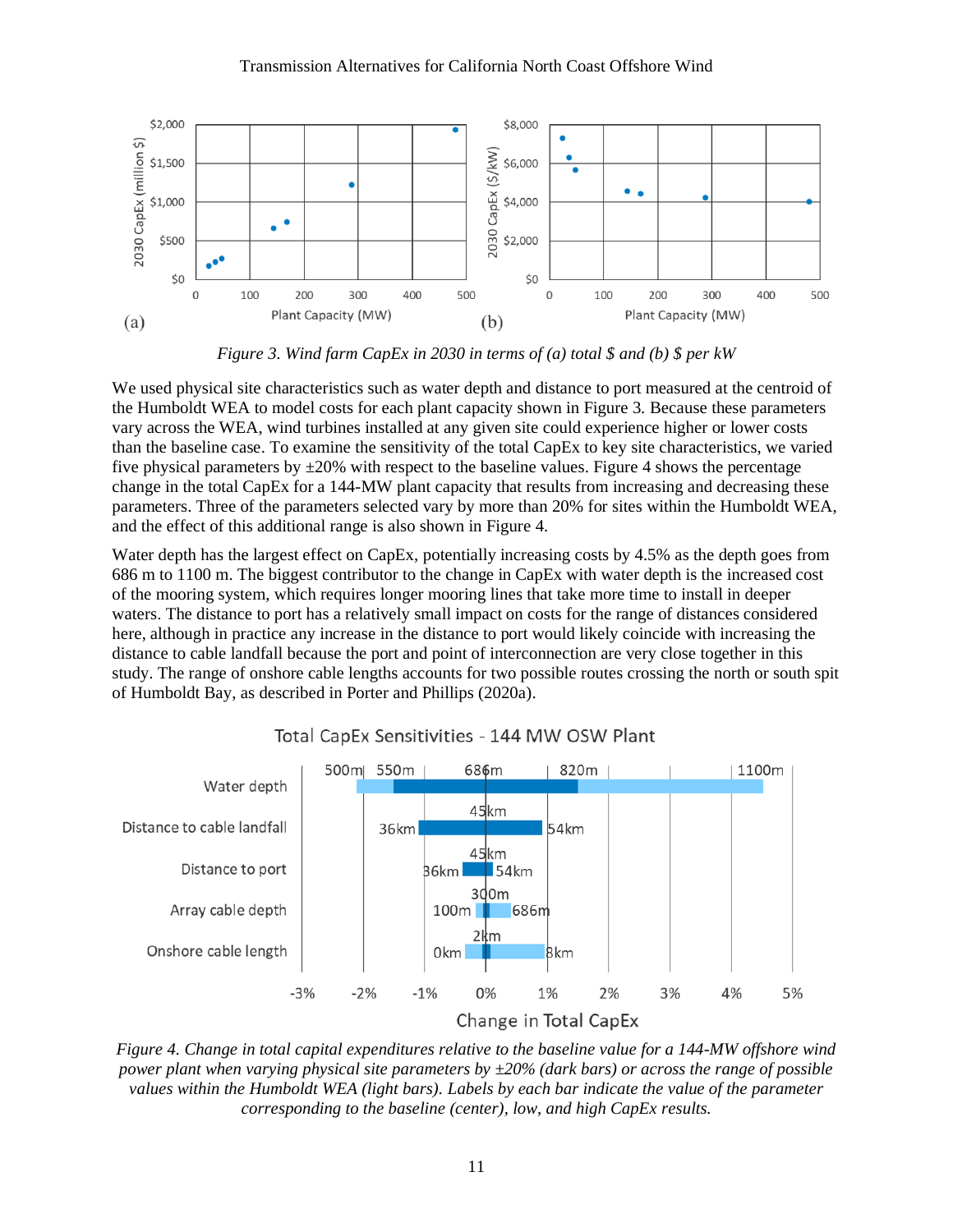Figure 3. Wind farm CapEx in 2030 in terms of (a) total $ and (b) $ per kW

We used physical site characteristics such as water depth and distance to port measured at the centroid of the Humboldt WEA to model costs for each plant capacity shown in Figure 3. Because these parameters vary across the WEA, wind turbines installed at any given site could experience higher or lower costs than the baseline case. To examine the sensitivity of the total CapEx to key site characteristics, we varied five physical parameters by ±20% with respect to the baseline values. Figure 4 shows the percentage change in the total CapEx for a 144-MW plant capacity that results from increasing and decreasing these parameters. Three of the parameters selected vary by more than 20% for sites within the Humboldt WEA, and the effect of this additional range is also shown in Figure 4.

Water depth has the largest effect on CapEx, potentially increasing costs by 4.5% as the depth goes from 686 m to 1100 m. The biggest contributor to the change in CapEx with water depth is the increased cost of the mooring system, which requires longer mooring lines that take more time to install in deeper waters. The distance to port has a relatively small impact on costs for the range of distances considered here, although in practice any increase in the distance to port would likely coincide with increasing the distance to cable landfall because the port and point of interconnection are very close together in this study. The range of onshore cable lengths accounts for two possible routes crossing the north or south spit of Humboldt Bay, as described in Porter and Phillips (2020a).

Figure 4. Change in total capital expenditures relative to the baseline value for a 144-MW offshore wind power plant when varying physical site parameters by ±20% (dark bars) or across the range of possible values within the Humboldt WEA (light bars). Labels by each bar indicate the value of the parameter corresponding to the baseline (center), low, and high CapEx results.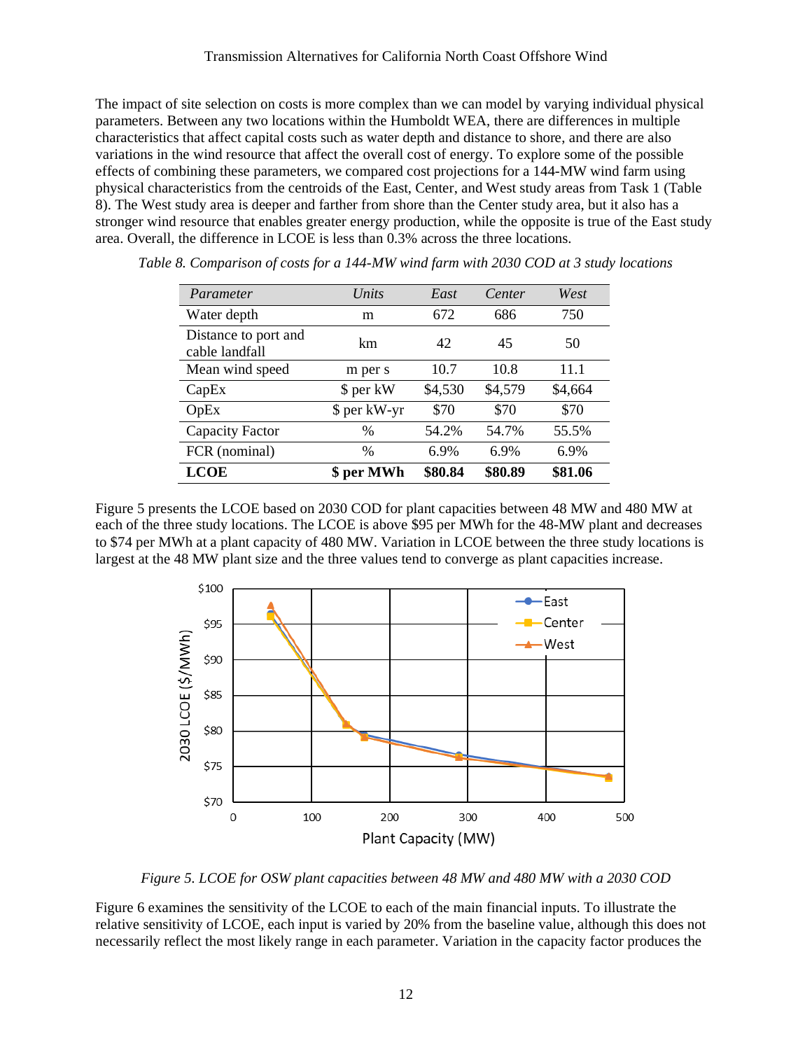The impact of site selection on costs is more complex than we can model by varying individual physical parameters. Between any two locations within the Humboldt WEA, there are differences in multiple characteristics that affect capital costs such as water depth and distance to shore, and there are also variations in the wind resource that affect the overall cost of energy. To explore some of the possible effects of combining these parameters, we compared cost projections for a 144-MW wind farm using physical characteristics from the centroids of the East, Center, and West study areas from Task 1 (Table 8). The West study area is deeper and farther from shore than the Center study area, but it also has a stronger wind resource that enables greater energy production, while the opposite is true of the East study area. Overall, the difference in LCOE is less than 0.3% across the three locations.

*Table 8. Comparison of costs for a 144-MW wind farm with 2030 COD at 3 study locations*

| *Parameter* | *Units* | *East* | *Center* | *West* |
|---|---|---|---|---|
| Water depth | m | 672 | 686 | 750 |
| Distance to port and cable landfall | km | 42 | 45 | 50 |
| Mean wind speed | m per s | 10.7 | 10.8 | 11.1 |
| CapEx | $ per kW | $4,530 | $4,579 | $4,664 |
| OpEx | $ per kW-yr | $70 | $70 | $70 |
| Capacity Factor | % | 54.2% | 54.7% | 55.5% |
| FCR (nominal) | % | 6.9% | 6.9% | 6.9% |
| **LCOE** | **$ per MWh** | **$80.84** | **$80.89** | **$81.06** |

Figure 5 presents the LCOE based on 2030 COD for plant capacities between 48 MW and 480 MW at each of the three study locations. The LCOE is above $95 per MWh for the 48-MW plant and decreases to $74 per MWh at a plant capacity of 480 MW. Variation in LCOE between the three study locations is largest at the 48 MW plant size and the three values tend to converge as plant capacities increase.

*Figure 5. LCOE for OSW plant capacities between 48 MW and 480 MW with a 2030 COD*

Figure 6 examines the sensitivity of the LCOE to each of the main financial inputs. To illustrate the relative sensitivity of LCOE, each input is varied by 20% from the baseline value, although this does not necessarily reflect the most likely range in each parameter. Variation in the capacity factor produces the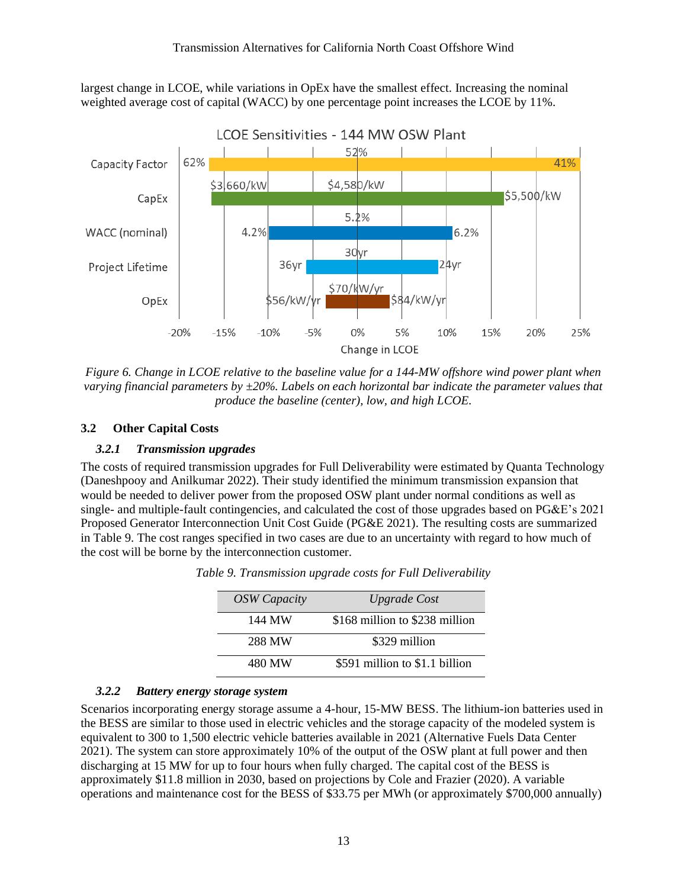largest change in LCOE, while variations in OpEx have the smallest effect. Increasing the nominal weighted average cost of capital (WACC) by one percentage point increases the LCOE by 11%.

*Figure 6. Change in LCOE relative to the baseline value for a 144-MW offshore wind power plant when varying financial parameters by ±20%. Labels on each horizontal bar indicate the parameter values that produce the baseline (center), low, and high LCOE.*

## 3.2 Other Capital Costs

### 3.2.1 Transmission upgrades

The costs of required transmission upgrades for Full Deliverability were estimated by Quanta Technology (Daneshpooy and Anilkumar 2022). Their study identified the minimum transmission expansion that would be needed to deliver power from the proposed OSW plant under normal conditions as well as single- and multiple-fault contingencies, and calculated the cost of those upgrades based on PG&E's 2021 Proposed Generator Interconnection Unit Cost Guide (PG&E 2021). The resulting costs are summarized in Table 9. The cost ranges specified in two cases are due to an uncertainty with regard to how much of the cost will be borne by the interconnection customer.

*Table 9. Transmission upgrade costs for Full Deliverability*

| *OSW Capacity* | *Upgrade Cost* |
|---|---|
| 144 MW | $168 million to $238 million |
| 288 MW | $329 million |
| 480 MW | $591 million to $1.1 billion |

### 3.2.2 Battery energy storage system

Scenarios incorporating energy storage assume a 4-hour, 15-MW BESS. The lithium-ion batteries used in the BESS are similar to those used in electric vehicles and the storage capacity of the modeled system is equivalent to 300 to 1,500 electric vehicle batteries available in 2021 (Alternative Fuels Data Center 2021). The system can store approximately 10% of the output of the OSW plant at full power and then discharging at 15 MW for up to four hours when fully charged. The capital cost of the BESS is approximately $11.8 million in 2030, based on projections by Cole and Frazier (2020). A variable operations and maintenance cost for the BESS of $33.75 per MWh (or approximately $700,000 annually)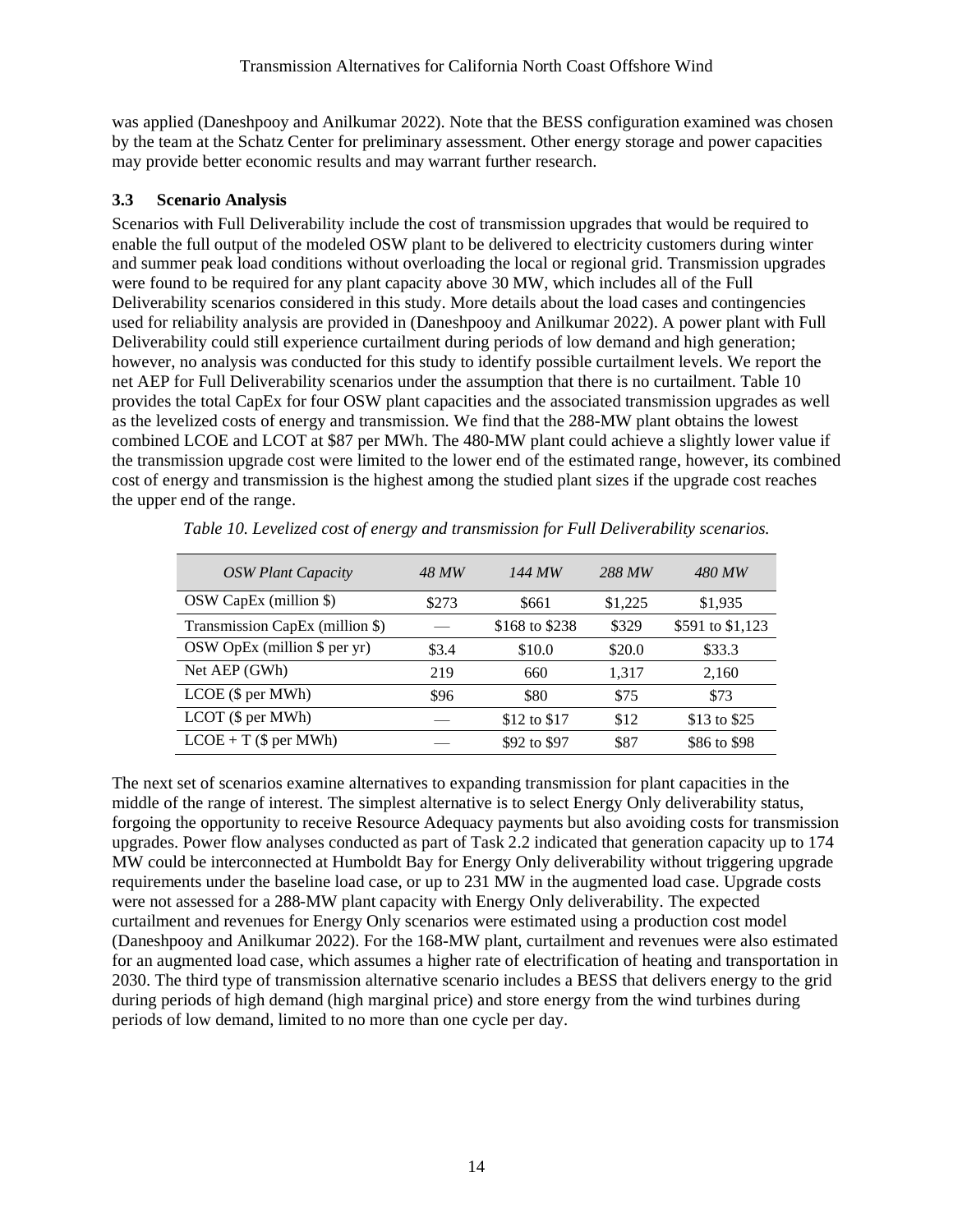was applied (Daneshpooy and Anilkumar 2022). Note that the BESS configuration examined was chosen by the team at the Schatz Center for preliminary assessment. Other energy storage and power capacities may provide better economic results and may warrant further research.

### 3.3 Scenario Analysis

Scenarios with Full Deliverability include the cost of transmission upgrades that would be required to enable the full output of the modeled OSW plant to be delivered to electricity customers during winter and summer peak load conditions without overloading the local or regional grid. Transmission upgrades were found to be required for any plant capacity above 30 MW, which includes all of the Full Deliverability scenarios considered in this study. More details about the load cases and contingencies used for reliability analysis are provided in (Daneshpooy and Anilkumar 2022). A power plant with Full Deliverability could still experience curtailment during periods of low demand and high generation; however, no analysis was conducted for this study to identify possible curtailment levels. We report the net AEP for Full Deliverability scenarios under the assumption that there is no curtailment. Table 10 provides the total CapEx for four OSW plant capacities and the associated transmission upgrades as well as the levelized costs of energy and transmission. We find that the 288-MW plant obtains the lowest combined LCOE and LCOT at $87 per MWh. The 480-MW plant could achieve a slightly lower value if the transmission upgrade cost were limited to the lower end of the estimated range, however, its combined cost of energy and transmission is the highest among the studied plant sizes if the upgrade cost reaches the upper end of the range.

*Table 10. Levelized cost of energy and transmission for Full Deliverability scenarios.*

| *OSW Plant Capacity* | *48 MW* | *144 MW* | *288 MW* | *480 MW* |
|---|---|---|---|---|
| OSW CapEx (million $) | $273 | $661 | $1,225 | $1,935 |
| Transmission CapEx (million $) | — | $168 to $238 | $329 | $591 to $1,123 |
| OSW OpEx (million $ per yr) | $3.4 | $10.0 | $20.0 | $33.3 |
| Net AEP (GWh) | 219 | 660 | 1,317 | 2,160 |
| LCOE ($ per MWh) | $96 | $80 | $75 | $73 |
| LCOT ($ per MWh) | — | $12 to $17 | $12 | $13 to $25 |
| LCOE + T ($ per MWh) | — | $92 to $97 | $87 | $86 to $98 |

The next set of scenarios examine alternatives to expanding transmission for plant capacities in the middle of the range of interest. The simplest alternative is to select Energy Only deliverability status, forgoing the opportunity to receive Resource Adequacy payments but also avoiding costs for transmission upgrades. Power flow analyses conducted as part of Task 2.2 indicated that generation capacity up to 174 MW could be interconnected at Humboldt Bay for Energy Only deliverability without triggering upgrade requirements under the baseline load case, or up to 231 MW in the augmented load case. Upgrade costs were not assessed for a 288-MW plant capacity with Energy Only deliverability. The expected curtailment and revenues for Energy Only scenarios were estimated using a production cost model (Daneshpooy and Anilkumar 2022). For the 168-MW plant, curtailment and revenues were also estimated for an augmented load case, which assumes a higher rate of electrification of heating and transportation in 2030. The third type of transmission alternative scenario includes a BESS that delivers energy to the grid during periods of high demand (high marginal price) and store energy from the wind turbines during periods of low demand, limited to no more than one cycle per day.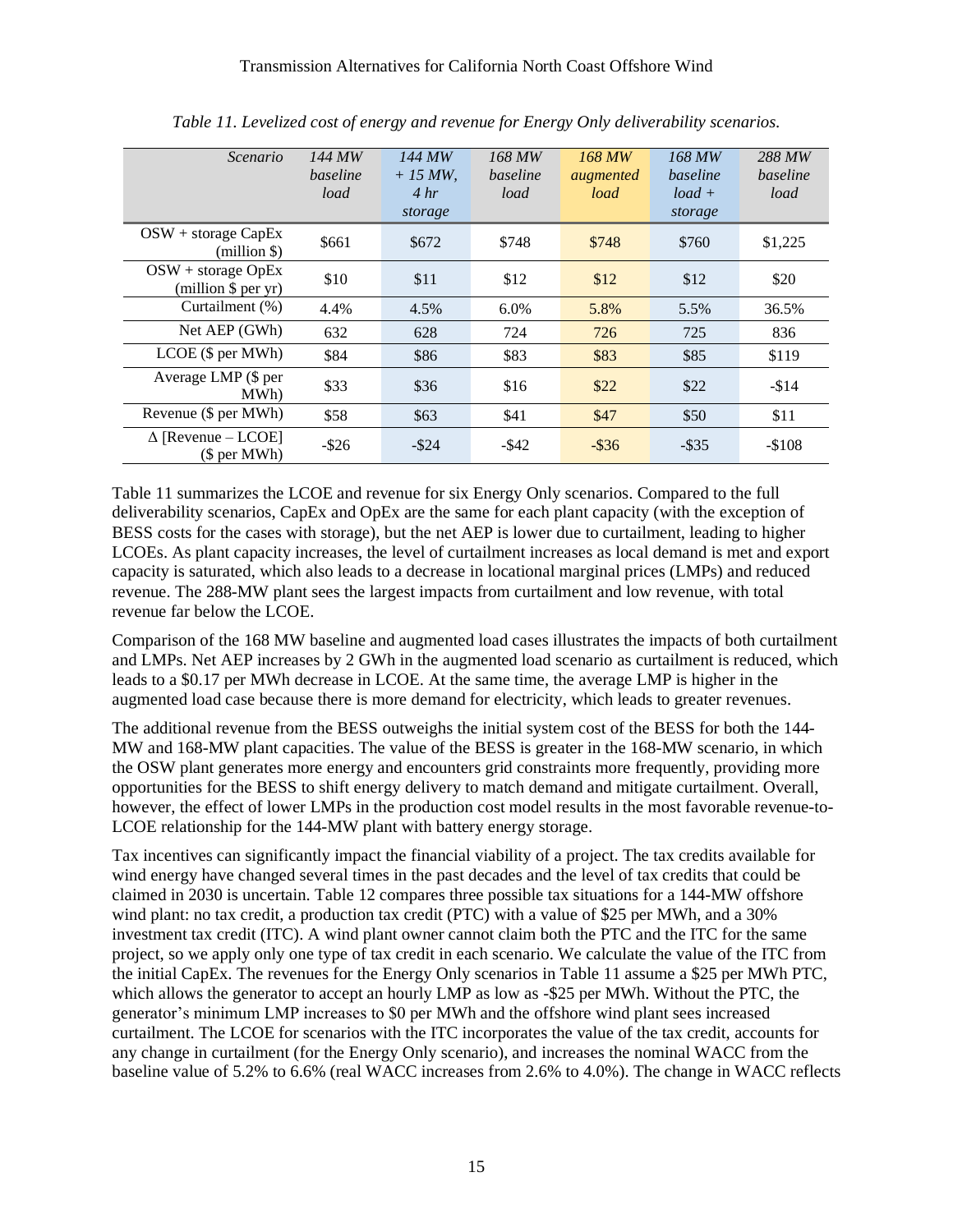*Table 11. Levelized cost of energy and revenue for Energy Only deliverability scenarios.*

| *Scenario* | *144 MW baseline load* | *144 MW + 15 MW, 4 hr storage* | *168 MW baseline load* | *168 MW augmented load* | *168 MW baseline load + storage* | *288 MW baseline load* |
|---|---|---|---|---|---|---|
| OSW + storage CapEx (million $) | $661 | $672 | $748 | $748 | $760 | $1,225 |
| OSW + storage OpEx (million $ per yr) | $10 | $11 | $12 | $12 | $12 | $20 |
| Curtailment (%) | 4.4% | 4.5% | 6.0% | 5.8% | 5.5% | 36.5% |
| Net AEP (GWh) | 632 | 628 | 724 | 726 | 725 | 836 |
| LCOE ($ per MWh) | $84 | $86 | $83 | $83 | $85 | $119 |
| Average LMP ($ per MWh) | $33 | $36 | $16 | $22 | $22 | -$14 |
| Revenue ($ per MWh) | $58 | $63 | $41 | $47 | $50 | $11 |
| Δ [Revenue – LCOE] ($ per MWh) | -$26 | -$24 | -$42 | -$36 | -$35 | -$108 |

Table 11 summarizes the LCOE and revenue for six Energy Only scenarios. Compared to the full deliverability scenarios, CapEx and OpEx are the same for each plant capacity (with the exception of BESS costs for the cases with storage), but the net AEP is lower due to curtailment, leading to higher LCOEs. As plant capacity increases, the level of curtailment increases as local demand is met and export capacity is saturated, which also leads to a decrease in locational marginal prices (LMPs) and reduced revenue. The 288-MW plant sees the largest impacts from curtailment and low revenue, with total revenue far below the LCOE.

Comparison of the 168 MW baseline and augmented load cases illustrates the impacts of both curtailment and LMPs. Net AEP increases by 2 GWh in the augmented load scenario as curtailment is reduced, which leads to a $0.17 per MWh decrease in LCOE. At the same time, the average LMP is higher in the augmented load case because there is more demand for electricity, which leads to greater revenues.

The additional revenue from the BESS outweighs the initial system cost of the BESS for both the 144-MW and 168-MW plant capacities. The value of the BESS is greater in the 168-MW scenario, in which the OSW plant generates more energy and encounters grid constraints more frequently, providing more opportunities for the BESS to shift energy delivery to match demand and mitigate curtailment. Overall, however, the effect of lower LMPs in the production cost model results in the most favorable revenue-to-LCOE relationship for the 144-MW plant with battery energy storage.

Tax incentives can significantly impact the financial viability of a project. The tax credits available for wind energy have changed several times in the past decades and the level of tax credits that could be claimed in 2030 is uncertain. Table 12 compares three possible tax situations for a 144-MW offshore wind plant: no tax credit, a production tax credit (PTC) with a value of $25 per MWh, and a 30% investment tax credit (ITC). A wind plant owner cannot claim both the PTC and the ITC for the same project, so we apply only one type of tax credit in each scenario. We calculate the value of the ITC from the initial CapEx. The revenues for the Energy Only scenarios in Table 11 assume a $25 per MWh PTC, which allows the generator to accept an hourly LMP as low as -$25 per MWh. Without the PTC, the generator's minimum LMP increases to $0 per MWh and the offshore wind plant sees increased curtailment. The LCOE for scenarios with the ITC incorporates the value of the tax credit, accounts for any change in curtailment (for the Energy Only scenario), and increases the nominal WACC from the baseline value of 5.2% to 6.6% (real WACC increases from 2.6% to 4.0%). The change in WACC reflects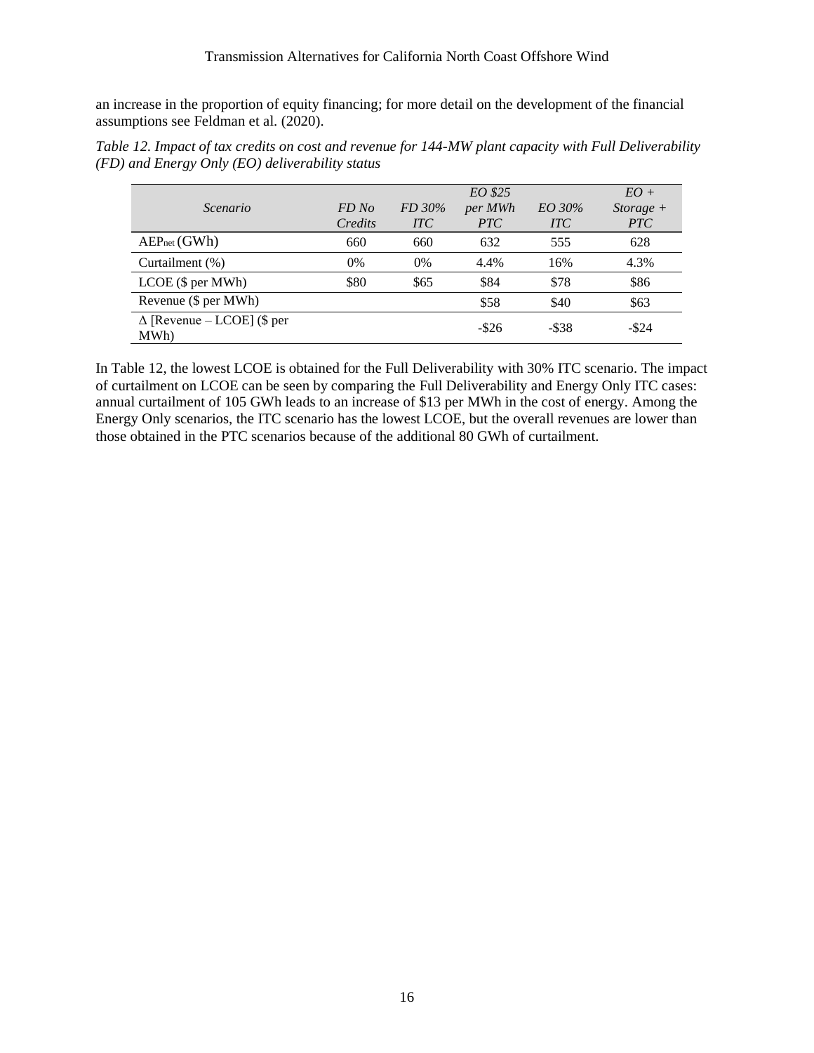an increase in the proportion of equity financing; for more detail on the development of the financial assumptions see Feldman et al. (2020).

*Table 12. Impact of tax credits on cost and revenue for 144-MW plant capacity with Full Deliverability (FD) and Energy Only (EO) deliverability status*

| *Scenario* | *FD No Credits* | *FD 30% ITC* | *EO $25 per MWh PTC* | *EO 30% ITC* | *EO + Storage + PTC* |
|---|---|---|---|---|---|
| $AEP_{net}$ (GWh) | 660 | 660 | 632 | 555 | 628 |
| Curtailment (%) | 0% | 0% | 4.4% | 16% | 4.3% |
| LCOE ($ per MWh) | $80 | $65 | $84 | $78 | $86 |
| Revenue ($ per MWh) | | | $58 | $40 | $63 |
| Δ [Revenue – LCOE] ($ per MWh) | | | -$26 | -$38 | -$24 |

In Table 12, the lowest LCOE is obtained for the Full Deliverability with 30% ITC scenario. The impact of curtailment on LCOE can be seen by comparing the Full Deliverability and Energy Only ITC cases: annual curtailment of 105 GWh leads to an increase of $13 per MWh in the cost of energy. Among the Energy Only scenarios, the ITC scenario has the lowest LCOE, but the overall revenues are lower than those obtained in the PTC scenarios because of the additional 80 GWh of curtailment.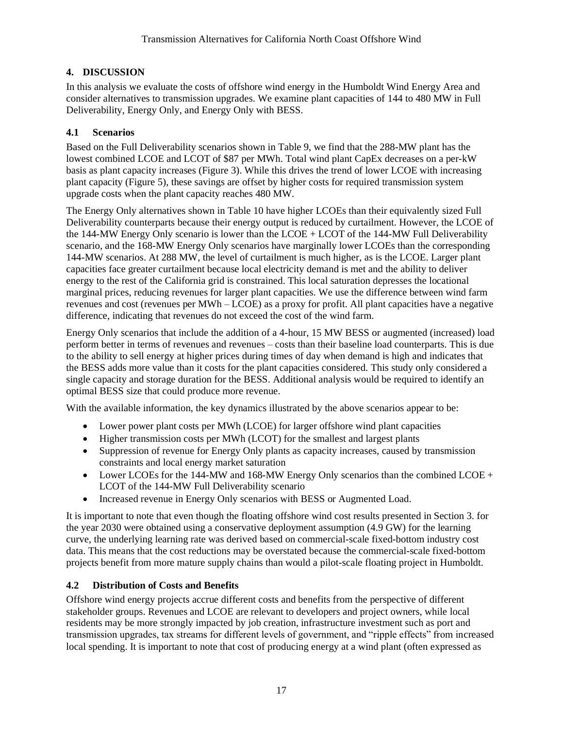## 4. DISCUSSION

In this analysis we evaluate the costs of offshore wind energy in the Humboldt Wind Energy Area and consider alternatives to transmission upgrades. We examine plant capacities of 144 to 480 MW in Full Deliverability, Energy Only, and Energy Only with BESS.

### 4.1 Scenarios

Based on the Full Deliverability scenarios shown in Table 9, we find that the 288-MW plant has the lowest combined LCOE and LCOT of $87 per MWh. Total wind plant CapEx decreases on a per-kW basis as plant capacity increases (Figure 3). While this drives the trend of lower LCOE with increasing plant capacity (Figure 5), these savings are offset by higher costs for required transmission system upgrade costs when the plant capacity reaches 480 MW.

The Energy Only alternatives shown in Table 10 have higher LCOEs than their equivalently sized Full Deliverability counterparts because their energy output is reduced by curtailment. However, the LCOE of the 144-MW Energy Only scenario is lower than the LCOE + LCOT of the 144-MW Full Deliverability scenario, and the 168-MW Energy Only scenarios have marginally lower LCOEs than the corresponding 144-MW scenarios. At 288 MW, the level of curtailment is much higher, as is the LCOE. Larger plant capacities face greater curtailment because local electricity demand is met and the ability to deliver energy to the rest of the California grid is constrained. This local saturation depresses the locational marginal prices, reducing revenues for larger plant capacities. We use the difference between wind farm revenues and cost (revenues per MWh – LCOE) as a proxy for profit. All plant capacities have a negative difference, indicating that revenues do not exceed the cost of the wind farm.

Energy Only scenarios that include the addition of a 4-hour, 15 MW BESS or augmented (increased) load perform better in terms of revenues and revenues – costs than their baseline load counterparts. This is due to the ability to sell energy at higher prices during times of day when demand is high and indicates that the BESS adds more value than it costs for the plant capacities considered. This study only considered a single capacity and storage duration for the BESS. Additional analysis would be required to identify an optimal BESS size that could produce more revenue.

With the available information, the key dynamics illustrated by the above scenarios appear to be:

- Lower power plant costs per MWh (LCOE) for larger offshore wind plant capacities
- Higher transmission costs per MWh (LCOT) for the smallest and largest plants
- Suppression of revenue for Energy Only plants as capacity increases, caused by transmission constraints and local energy market saturation
- Lower LCOEs for the 144-MW and 168-MW Energy Only scenarios than the combined LCOE + LCOT of the 144-MW Full Deliverability scenario
- Increased revenue in Energy Only scenarios with BESS or Augmented Load.

It is important to note that even though the floating offshore wind cost results presented in Section 3. for the year 2030 were obtained using a conservative deployment assumption (4.9 GW) for the learning curve, the underlying learning rate was derived based on commercial-scale fixed-bottom industry cost data. This means that the cost reductions may be overstated because the commercial-scale fixed-bottom projects benefit from more mature supply chains than would a pilot-scale floating project in Humboldt.

### 4.2 Distribution of Costs and Benefits

Offshore wind energy projects accrue different costs and benefits from the perspective of different stakeholder groups. Revenues and LCOE are relevant to developers and project owners, while local residents may be more strongly impacted by job creation, infrastructure investment such as port and transmission upgrades, tax streams for different levels of government, and "ripple effects" from increased local spending. It is important to note that cost of producing energy at a wind plant (often expressed as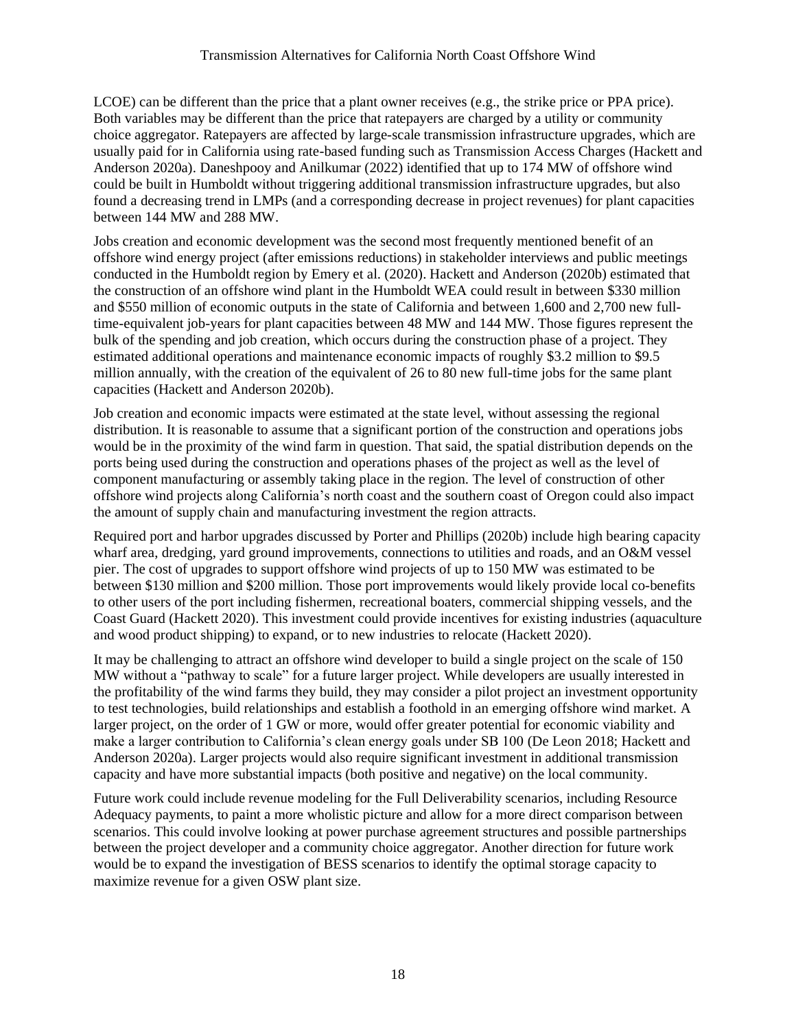LCOE) can be different than the price that a plant owner receives (e.g., the strike price or PPA price). Both variables may be different than the price that ratepayers are charged by a utility or community choice aggregator. Ratepayers are affected by large-scale transmission infrastructure upgrades, which are usually paid for in California using rate-based funding such as Transmission Access Charges (Hackett and Anderson 2020a). Daneshpooy and Anilkumar (2022) identified that up to 174 MW of offshore wind could be built in Humboldt without triggering additional transmission infrastructure upgrades, but also found a decreasing trend in LMPs (and a corresponding decrease in project revenues) for plant capacities between 144 MW and 288 MW.

Jobs creation and economic development was the second most frequently mentioned benefit of an offshore wind energy project (after emissions reductions) in stakeholder interviews and public meetings conducted in the Humboldt region by Emery et al. (2020). Hackett and Anderson (2020b) estimated that the construction of an offshore wind plant in the Humboldt WEA could result in between $330 million and $550 million of economic outputs in the state of California and between 1,600 and 2,700 new full-time-equivalent job-years for plant capacities between 48 MW and 144 MW. Those figures represent the bulk of the spending and job creation, which occurs during the construction phase of a project. They estimated additional operations and maintenance economic impacts of roughly $3.2 million to $9.5 million annually, with the creation of the equivalent of 26 to 80 new full-time jobs for the same plant capacities (Hackett and Anderson 2020b).

Job creation and economic impacts were estimated at the state level, without assessing the regional distribution. It is reasonable to assume that a significant portion of the construction and operations jobs would be in the proximity of the wind farm in question. That said, the spatial distribution depends on the ports being used during the construction and operations phases of the project as well as the level of component manufacturing or assembly taking place in the region. The level of construction of other offshore wind projects along California's north coast and the southern coast of Oregon could also impact the amount of supply chain and manufacturing investment the region attracts.

Required port and harbor upgrades discussed by Porter and Phillips (2020b) include high bearing capacity wharf area, dredging, yard ground improvements, connections to utilities and roads, and an O&M vessel pier. The cost of upgrades to support offshore wind projects of up to 150 MW was estimated to be between $130 million and $200 million. Those port improvements would likely provide local co-benefits to other users of the port including fishermen, recreational boaters, commercial shipping vessels, and the Coast Guard (Hackett 2020). This investment could provide incentives for existing industries (aquaculture and wood product shipping) to expand, or to new industries to relocate (Hackett 2020).

It may be challenging to attract an offshore wind developer to build a single project on the scale of 150 MW without a "pathway to scale" for a future larger project. While developers are usually interested in the profitability of the wind farms they build, they may consider a pilot project an investment opportunity to test technologies, build relationships and establish a foothold in an emerging offshore wind market. A larger project, on the order of 1 GW or more, would offer greater potential for economic viability and make a larger contribution to California's clean energy goals under SB 100 (De Leon 2018; Hackett and Anderson 2020a). Larger projects would also require significant investment in additional transmission capacity and have more substantial impacts (both positive and negative) on the local community.

Future work could include revenue modeling for the Full Deliverability scenarios, including Resource Adequacy payments, to paint a more wholistic picture and allow for a more direct comparison between scenarios. This could involve looking at power purchase agreement structures and possible partnerships between the project developer and a community choice aggregator. Another direction for future work would be to expand the investigation of BESS scenarios to identify the optimal storage capacity to maximize revenue for a given OSW plant size.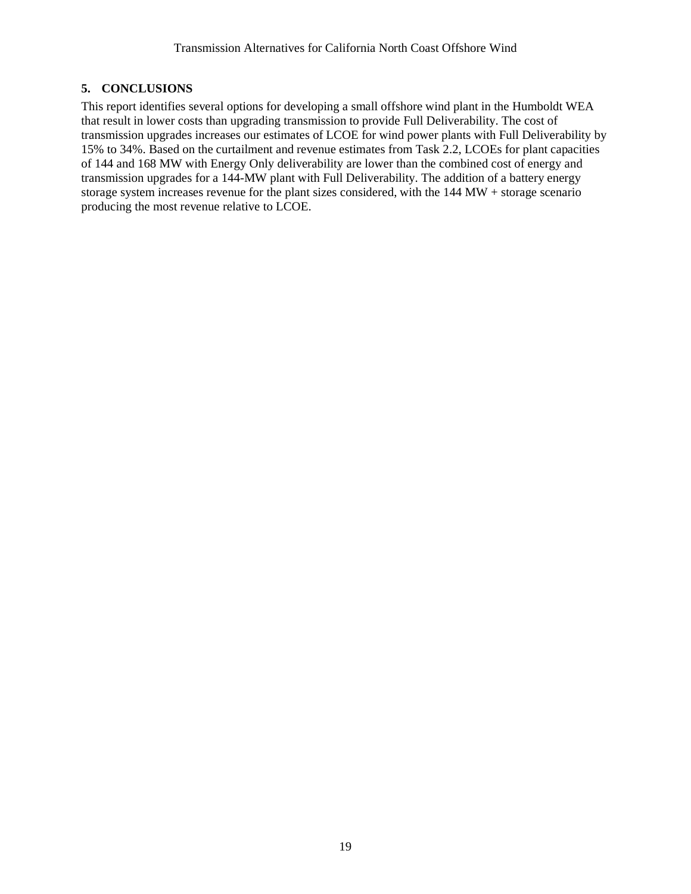## 5. CONCLUSIONS

This report identifies several options for developing a small offshore wind plant in the Humboldt WEA that result in lower costs than upgrading transmission to provide Full Deliverability. The cost of transmission upgrades increases our estimates of LCOE for wind power plants with Full Deliverability by 15% to 34%. Based on the curtailment and revenue estimates from Task 2.2, LCOEs for plant capacities of 144 and 168 MW with Energy Only deliverability are lower than the combined cost of energy and transmission upgrades for a 144-MW plant with Full Deliverability. The addition of a battery energy storage system increases revenue for the plant sizes considered, with the 144 MW + storage scenario producing the most revenue relative to LCOE.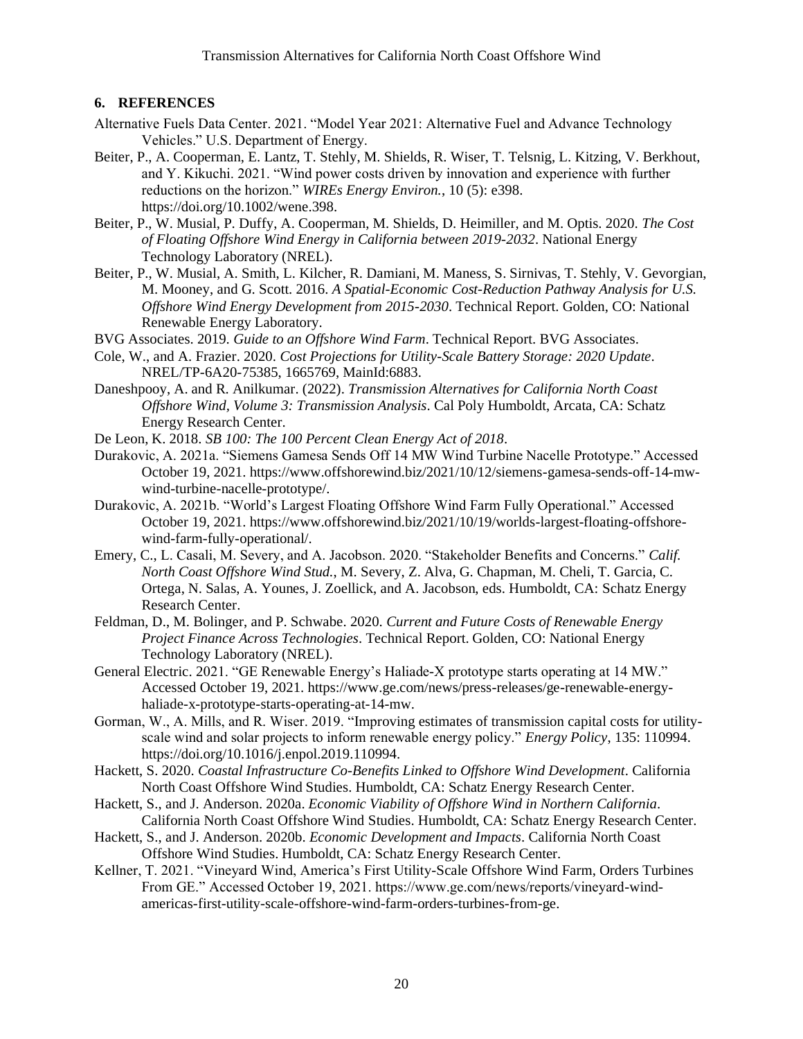## 6. REFERENCES

Alternative Fuels Data Center. 2021. "Model Year 2021: Alternative Fuel and Advance Technology Vehicles." U.S. Department of Energy.

Beiter, P., A. Cooperman, E. Lantz, T. Stehly, M. Shields, R. Wiser, T. Telsnig, L. Kitzing, V. Berkhout, and Y. Kikuchi. 2021. "Wind power costs driven by innovation and experience with further reductions on the horizon." *WIREs Energy Environ.*, 10 (5): e398. https://doi.org/10.1002/wene.398.

Beiter, P., W. Musial, P. Duffy, A. Cooperman, M. Shields, D. Heimiller, and M. Optis. 2020. *The Cost of Floating Offshore Wind Energy in California between 2019-2032*. National Energy Technology Laboratory (NREL).

Beiter, P., W. Musial, A. Smith, L. Kilcher, R. Damiani, M. Maness, S. Sirnivas, T. Stehly, V. Gevorgian, M. Mooney, and G. Scott. 2016. *A Spatial-Economic Cost-Reduction Pathway Analysis for U.S. Offshore Wind Energy Development from 2015-2030*. Technical Report. Golden, CO: National Renewable Energy Laboratory.

BVG Associates. 2019. *Guide to an Offshore Wind Farm*. Technical Report. BVG Associates.

Cole, W., and A. Frazier. 2020. *Cost Projections for Utility-Scale Battery Storage: 2020 Update*. NREL/TP-6A20-75385, 1665769, MainId:6883.

Daneshpooy, A. and R. Anilkumar. (2022). *Transmission Alternatives for California North Coast Offshore Wind, Volume 3: Transmission Analysis*. Cal Poly Humboldt, Arcata, CA: Schatz Energy Research Center.

De Leon, K. 2018. *SB 100: The 100 Percent Clean Energy Act of 2018*.

Durakovic, A. 2021a. "Siemens Gamesa Sends Off 14 MW Wind Turbine Nacelle Prototype." Accessed October 19, 2021. https://www.offshorewind.biz/2021/10/12/siemens-gamesa-sends-off-14-mw-wind-turbine-nacelle-prototype/.

Durakovic, A. 2021b. "World's Largest Floating Offshore Wind Farm Fully Operational." Accessed October 19, 2021. https://www.offshorewind.biz/2021/10/19/worlds-largest-floating-offshore-wind-farm-fully-operational/.

Emery, C., L. Casali, M. Severy, and A. Jacobson. 2020. "Stakeholder Benefits and Concerns." *Calif. North Coast Offshore Wind Stud.*, M. Severy, Z. Alva, G. Chapman, M. Cheli, T. Garcia, C. Ortega, N. Salas, A. Younes, J. Zoellick, and A. Jacobson, eds. Humboldt, CA: Schatz Energy Research Center.

Feldman, D., M. Bolinger, and P. Schwabe. 2020. *Current and Future Costs of Renewable Energy Project Finance Across Technologies*. Technical Report. Golden, CO: National Energy Technology Laboratory (NREL).

General Electric. 2021. "GE Renewable Energy's Haliade-X prototype starts operating at 14 MW." Accessed October 19, 2021. https://www.ge.com/news/press-releases/ge-renewable-energy-haliade-x-prototype-starts-operating-at-14-mw.

Gorman, W., A. Mills, and R. Wiser. 2019. "Improving estimates of transmission capital costs for utility-scale wind and solar projects to inform renewable energy policy." *Energy Policy*, 135: 110994. https://doi.org/10.1016/j.enpol.2019.110994.

Hackett, S. 2020. *Coastal Infrastructure Co-Benefits Linked to Offshore Wind Development*. California North Coast Offshore Wind Studies. Humboldt, CA: Schatz Energy Research Center.

Hackett, S., and J. Anderson. 2020a. *Economic Viability of Offshore Wind in Northern California*. California North Coast Offshore Wind Studies. Humboldt, CA: Schatz Energy Research Center.

Hackett, S., and J. Anderson. 2020b. *Economic Development and Impacts*. California North Coast Offshore Wind Studies. Humboldt, CA: Schatz Energy Research Center.

Kellner, T. 2021. "Vineyard Wind, America's First Utility-Scale Offshore Wind Farm, Orders Turbines From GE." Accessed October 19, 2021. https://www.ge.com/news/reports/vineyard-wind-americas-first-utility-scale-offshore-wind-farm-orders-turbines-from-ge.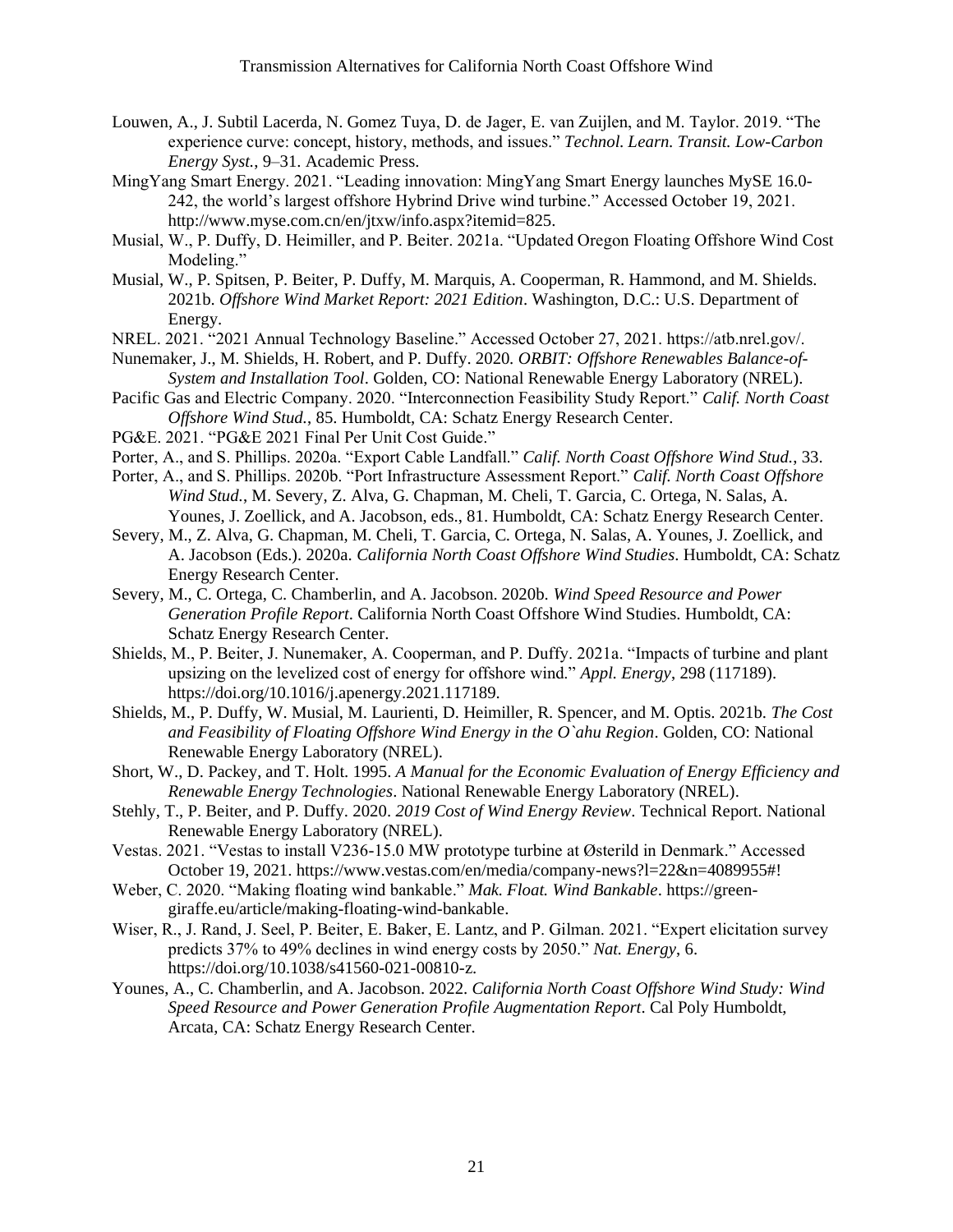Louwen, A., J. Subtil Lacerda, N. Gomez Tuya, D. de Jager, E. van Zuijlen, and M. Taylor. 2019. "The experience curve: concept, history, methods, and issues." *Technol. Learn. Transit. Low-Carbon Energy Syst.*, 9–31. Academic Press.

MingYang Smart Energy. 2021. "Leading innovation: MingYang Smart Energy launches MySE 16.0-242, the world's largest offshore Hybrind Drive wind turbine." Accessed October 19, 2021. http://www.myse.com.cn/en/jtxw/info.aspx?itemid=825.

Musial, W., P. Duffy, D. Heimiller, and P. Beiter. 2021a. "Updated Oregon Floating Offshore Wind Cost Modeling."

Musial, W., P. Spitsen, P. Beiter, P. Duffy, M. Marquis, A. Cooperman, R. Hammond, and M. Shields. 2021b. *Offshore Wind Market Report: 2021 Edition*. Washington, D.C.: U.S. Department of Energy.

NREL. 2021. "2021 Annual Technology Baseline." Accessed October 27, 2021. https://atb.nrel.gov/.

Nunemaker, J., M. Shields, H. Robert, and P. Duffy. 2020. *ORBIT: Offshore Renewables Balance-of-System and Installation Tool*. Golden, CO: National Renewable Energy Laboratory (NREL).

Pacific Gas and Electric Company. 2020. "Interconnection Feasibility Study Report." *Calif. North Coast Offshore Wind Stud.*, 85. Humboldt, CA: Schatz Energy Research Center.

PG&E. 2021. "PG&E 2021 Final Per Unit Cost Guide."

Porter, A., and S. Phillips. 2020a. "Export Cable Landfall." *Calif. North Coast Offshore Wind Stud.*, 33.

Porter, A., and S. Phillips. 2020b. "Port Infrastructure Assessment Report." *Calif. North Coast Offshore Wind Stud.*, M. Severy, Z. Alva, G. Chapman, M. Cheli, T. Garcia, C. Ortega, N. Salas, A. Younes, J. Zoellick, and A. Jacobson, eds., 81. Humboldt, CA: Schatz Energy Research Center.

Severy, M., Z. Alva, G. Chapman, M. Cheli, T. Garcia, C. Ortega, N. Salas, A. Younes, J. Zoellick, and A. Jacobson (Eds.). 2020a. *California North Coast Offshore Wind Studies*. Humboldt, CA: Schatz Energy Research Center.

Severy, M., C. Ortega, C. Chamberlin, and A. Jacobson. 2020b. *Wind Speed Resource and Power Generation Profile Report*. California North Coast Offshore Wind Studies. Humboldt, CA: Schatz Energy Research Center.

Shields, M., P. Beiter, J. Nunemaker, A. Cooperman, and P. Duffy. 2021a. "Impacts of turbine and plant upsizing on the levelized cost of energy for offshore wind." *Appl. Energy*, 298 (117189). https://doi.org/10.1016/j.apenergy.2021.117189.

Shields, M., P. Duffy, W. Musial, M. Laurienti, D. Heimiller, R. Spencer, and M. Optis. 2021b. *The Cost and Feasibility of Floating Offshore Wind Energy in the O`ahu Region*. Golden, CO: National Renewable Energy Laboratory (NREL).

Short, W., D. Packey, and T. Holt. 1995. *A Manual for the Economic Evaluation of Energy Efficiency and Renewable Energy Technologies*. National Renewable Energy Laboratory (NREL).

Stehly, T., P. Beiter, and P. Duffy. 2020. *2019 Cost of Wind Energy Review*. Technical Report. National Renewable Energy Laboratory (NREL).

Vestas. 2021. "Vestas to install V236-15.0 MW prototype turbine at Østerild in Denmark." Accessed October 19, 2021. https://www.vestas.com/en/media/company-news?l=22&n=4089955#!

Weber, C. 2020. "Making floating wind bankable." *Mak. Float. Wind Bankable*. https://green-giraffe.eu/article/making-floating-wind-bankable.

Wiser, R., J. Rand, J. Seel, P. Beiter, E. Baker, E. Lantz, and P. Gilman. 2021. "Expert elicitation survey predicts 37% to 49% declines in wind energy costs by 2050." *Nat. Energy*, 6. https://doi.org/10.1038/s41560-021-00810-z.

Younes, A., C. Chamberlin, and A. Jacobson. 2022. *California North Coast Offshore Wind Study: Wind Speed Resource and Power Generation Profile Augmentation Report*. Cal Poly Humboldt, Arcata, CA: Schatz Energy Research Center.